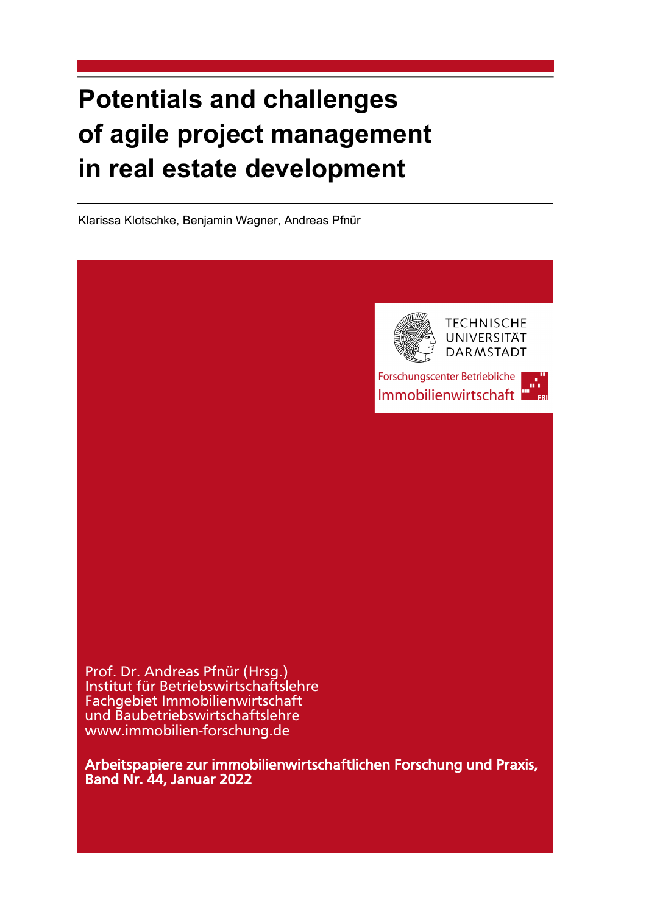# Potentials and challenges of agile project management in real estate development

Klarissa Klotschke, Benjamin Wagner, Andreas Pfnür

TECHNISCHE UNIVERSITÄT DARMSTADT

Forschungscenter Betriebliche Immobilienwirtschaft

Prof. Dr. Andreas Pfnür (Hrsg.)
Institut für Betriebswirtschaftslehre
Fachgebiet Immobilienwirtschaft
und Baubetriebswirtschaftslehre
www.immobilien-forschung.de

**Arbeitspapiere zur immobilienwirtschaftlichen Forschung und Praxis, Band Nr. 44, Januar 2022**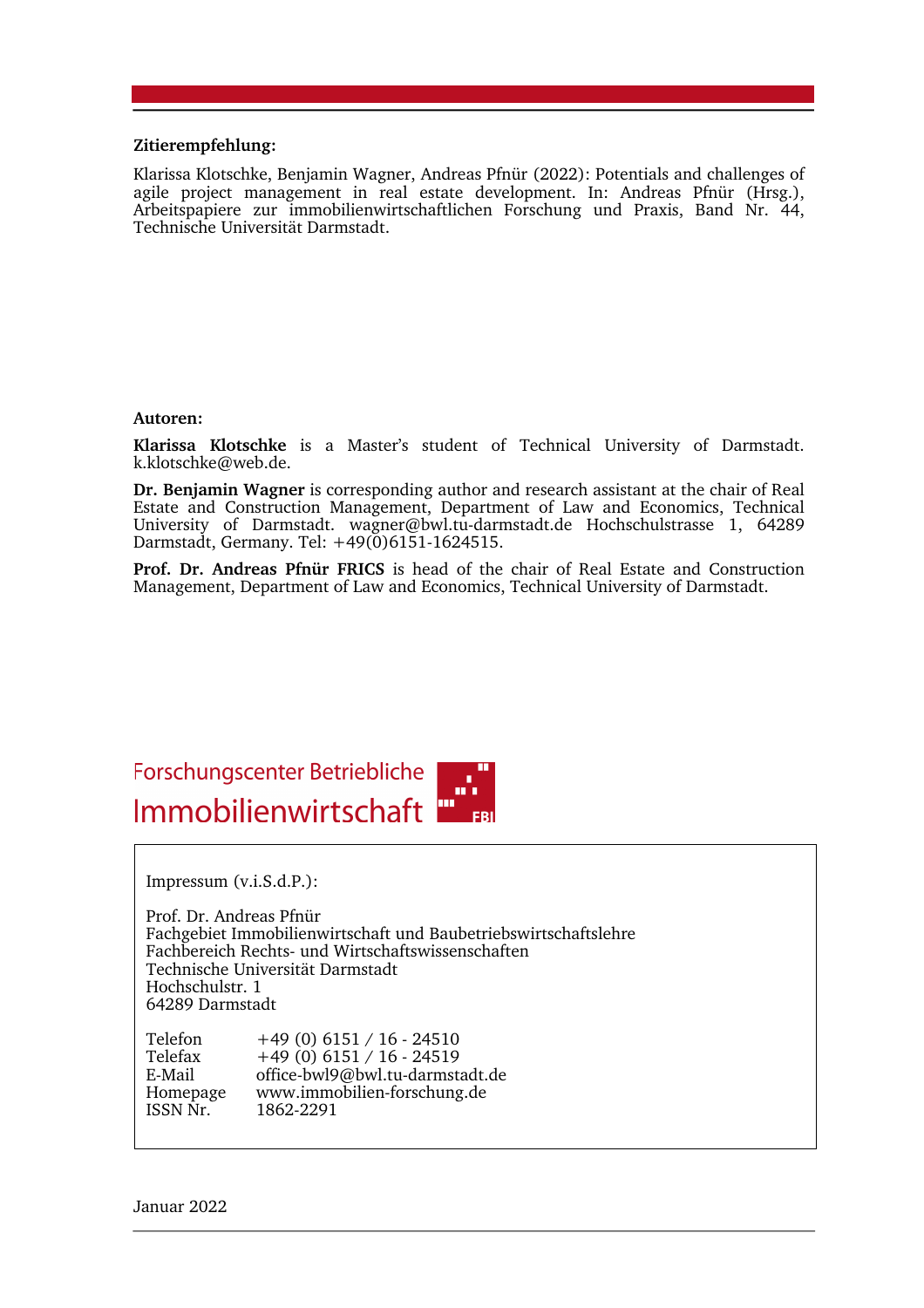**Zitierempfehlung:**

Klarissa Klotschke, Benjamin Wagner, Andreas Pfnür (2022): Potentials and challenges of agile project management in real estate development. In: Andreas Pfnür (Hrsg.), Arbeitspapiere zur immobilienwirtschaftlichen Forschung und Praxis, Band Nr. 44, Technische Universität Darmstadt.

**Autoren:**

**Klarissa Klotschke** is a Master's student of Technical University of Darmstadt. k.klotschke@web.de.

**Dr. Benjamin Wagner** is corresponding author and research assistant at the chair of Real Estate and Construction Management, Department of Law and Economics, Technical University of Darmstadt. wagner@bwl.tu-darmstadt.de Hochschulstrasse 1, 64289 Darmstadt, Germany. Tel: +49(0)6151-1624515.

**Prof. Dr. Andreas Pfnür FRICS** is head of the chair of Real Estate and Construction Management, Department of Law and Economics, Technical University of Darmstadt.

Forschungscenter Betriebliche Immobilienwirtschaft

Impressum (v.i.S.d.P.):

Prof. Dr. Andreas Pfnür
Fachgebiet Immobilienwirtschaft und Baubetriebswirtschaftslehre
Fachbereich Rechts- und Wirtschaftswissenschaften
Technische Universität Darmstadt
Hochschulstr. 1
64289 Darmstadt

| | |
|---|---|
| Telefon | +49 (0) 6151 / 16 - 24510 |
| Telefax | +49 (0) 6151 / 16 - 24519 |
| E-Mail | office-bwl9@bwl.tu-darmstadt.de |
| Homepage | www.immobilien-forschung.de |
| ISSN Nr. | 1862-2291 |

Januar 2022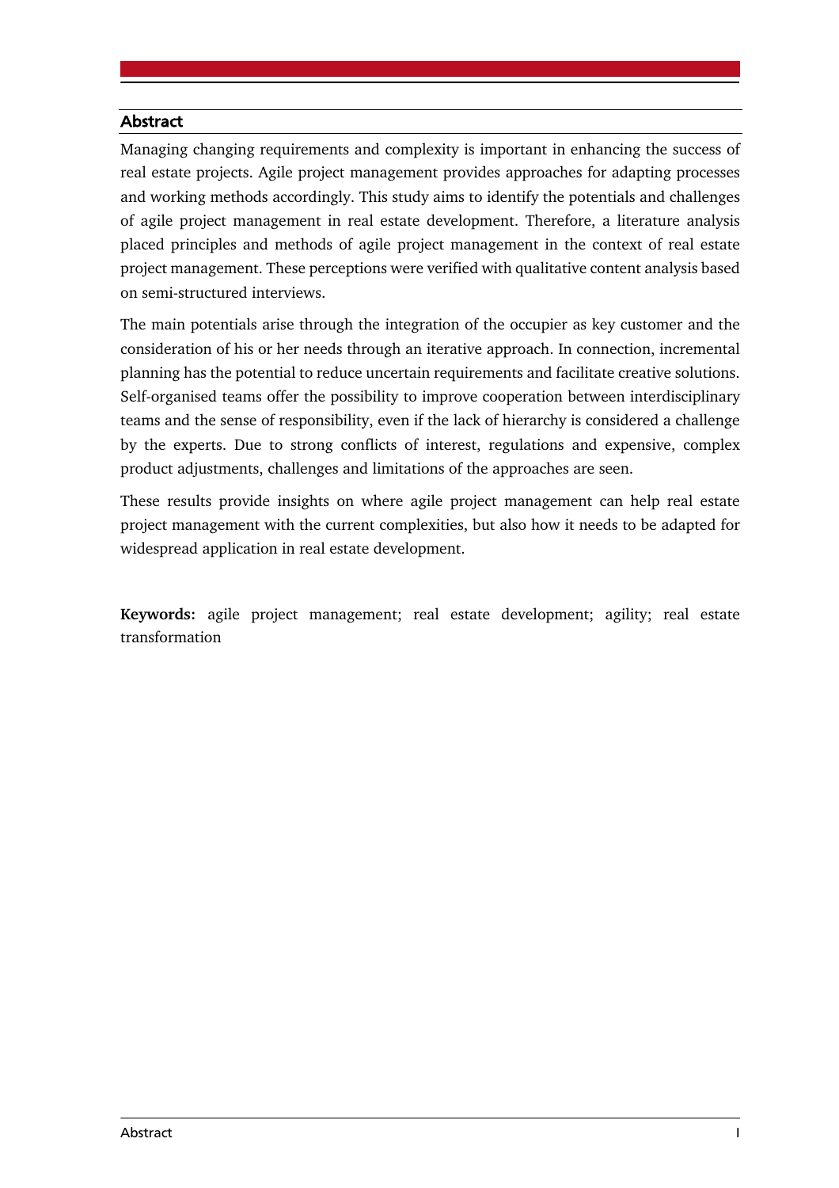## Abstract

Managing changing requirements and complexity is important in enhancing the success of real estate projects. Agile project management provides approaches for adapting processes and working methods accordingly. This study aims to identify the potentials and challenges of agile project management in real estate development. Therefore, a literature analysis placed principles and methods of agile project management in the context of real estate project management. These perceptions were verified with qualitative content analysis based on semi-structured interviews.

The main potentials arise through the integration of the occupier as key customer and the consideration of his or her needs through an iterative approach. In connection, incremental planning has the potential to reduce uncertain requirements and facilitate creative solutions. Self-organised teams offer the possibility to improve cooperation between interdisciplinary teams and the sense of responsibility, even if the lack of hierarchy is considered a challenge by the experts. Due to strong conflicts of interest, regulations and expensive, complex product adjustments, challenges and limitations of the approaches are seen.

These results provide insights on where agile project management can help real estate project management with the current complexities, but also how it needs to be adapted for widespread application in real estate development.

**Keywords:** agile project management; real estate development; agility; real estate transformation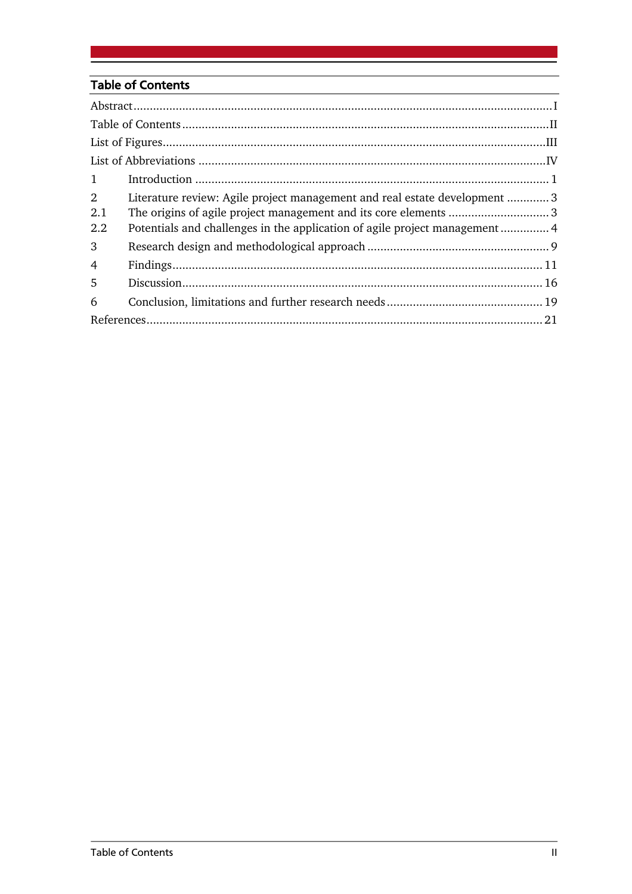## Table of Contents

Abstract ........................................................................................................ I
Table of Contents ........................................................................................ II
List of Figures ............................................................................................. III
List of Abbreviations .................................................................................. IV

1 Introduction ............................................................................................... 1

2 Literature review: Agile project management and real estate development ............ 3
2.1 The origins of agile project management and its core elements ............................ 3
2.2 Potentials and challenges in the application of agile project management ............... 4

3 Research design and methodological approach ..................................................... 9

4 Findings ................................................................................................... 11

5 Discussion ................................................................................................ 16

6 Conclusion, limitations and further research needs ............................................. 19

References .................................................................................................. 21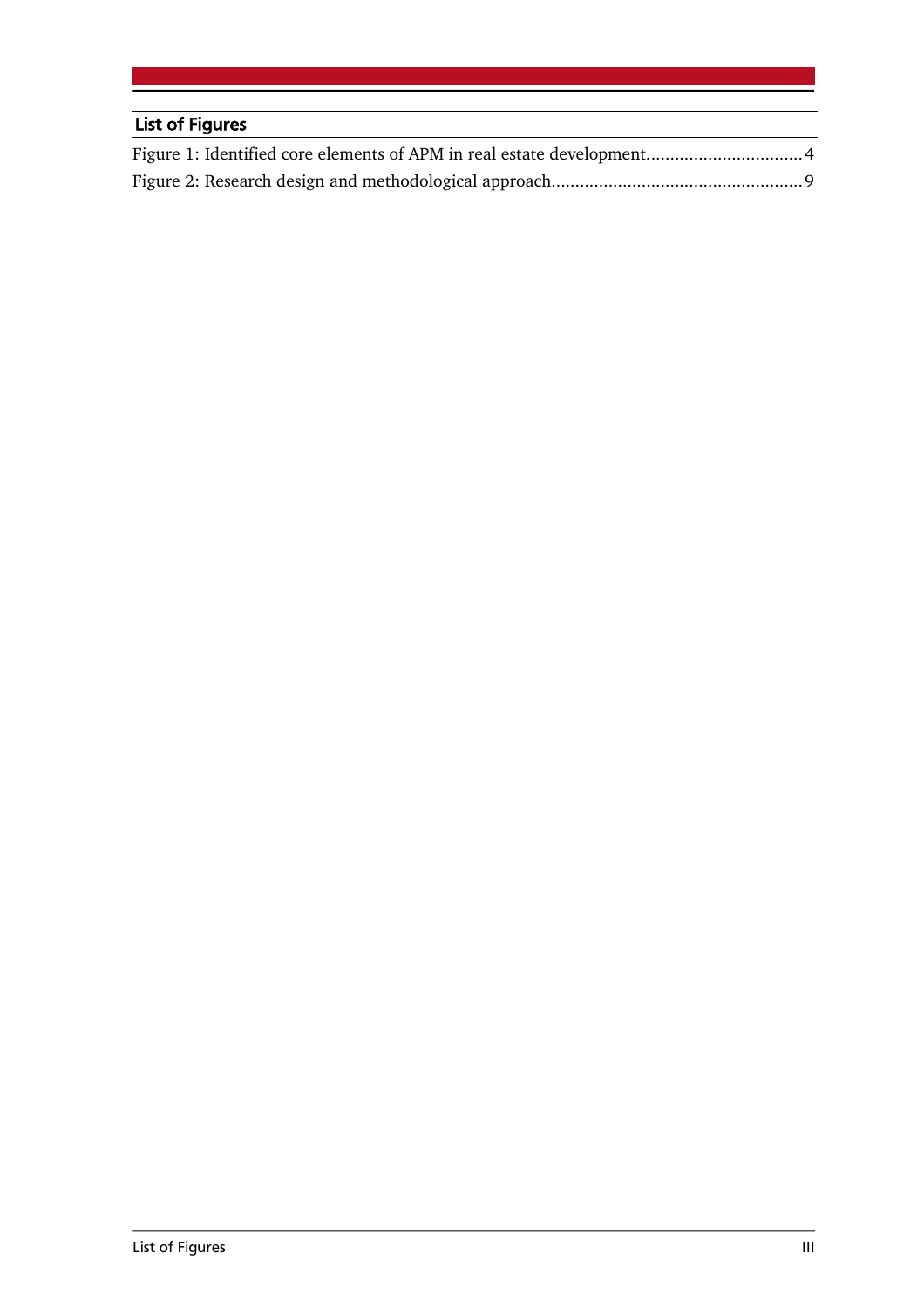## List of Figures

Figure 1: Identified core elements of APM in real estate development ................................ 4

Figure 2: Research design and methodological approach .................................................... 9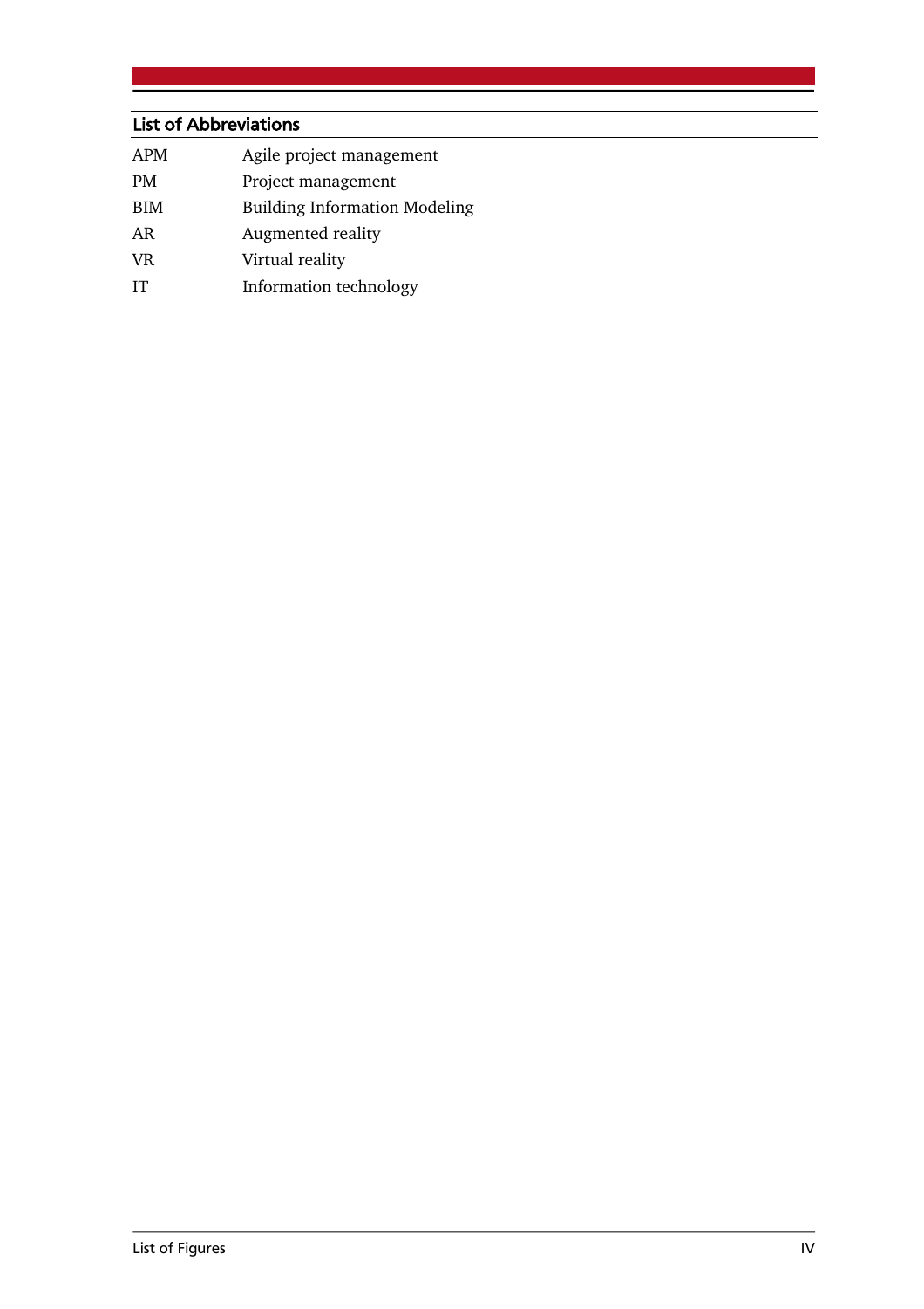## List of Abbreviations

| | |
|---|---|
| APM | Agile project management |
| PM | Project management |
| BIM | Building Information Modeling |
| AR | Augmented reality |
| VR | Virtual reality |
| IT | Information technology |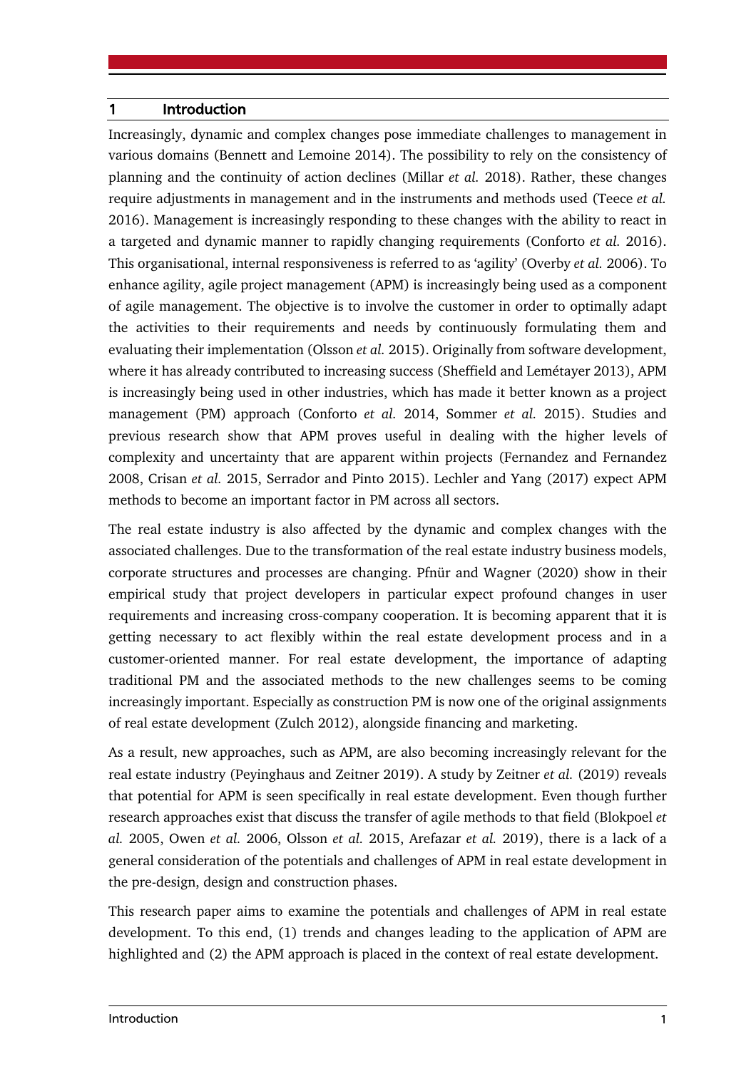# 1 Introduction

Increasingly, dynamic and complex changes pose immediate challenges to management in various domains (Bennett and Lemoine 2014). The possibility to rely on the consistency of planning and the continuity of action declines (Millar *et al.* 2018). Rather, these changes require adjustments in management and in the instruments and methods used (Teece *et al.* 2016). Management is increasingly responding to these changes with the ability to react in a targeted and dynamic manner to rapidly changing requirements (Conforto *et al.* 2016). This organisational, internal responsiveness is referred to as 'agility' (Overby *et al.* 2006). To enhance agility, agile project management (APM) is increasingly being used as a component of agile management. The objective is to involve the customer in order to optimally adapt the activities to their requirements and needs by continuously formulating them and evaluating their implementation (Olsson *et al.* 2015). Originally from software development, where it has already contributed to increasing success (Sheffield and Lemétayer 2013), APM is increasingly being used in other industries, which has made it better known as a project management (PM) approach (Conforto *et al.* 2014, Sommer *et al.* 2015). Studies and previous research show that APM proves useful in dealing with the higher levels of complexity and uncertainty that are apparent within projects (Fernandez and Fernandez 2008, Crisan *et al.* 2015, Serrador and Pinto 2015). Lechler and Yang (2017) expect APM methods to become an important factor in PM across all sectors.

The real estate industry is also affected by the dynamic and complex changes with the associated challenges. Due to the transformation of the real estate industry business models, corporate structures and processes are changing. Pfnür and Wagner (2020) show in their empirical study that project developers in particular expect profound changes in user requirements and increasing cross-company cooperation. It is becoming apparent that it is getting necessary to act flexibly within the real estate development process and in a customer-oriented manner. For real estate development, the importance of adapting traditional PM and the associated methods to the new challenges seems to be coming increasingly important. Especially as construction PM is now one of the original assignments of real estate development (Zulch 2012), alongside financing and marketing.

As a result, new approaches, such as APM, are also becoming increasingly relevant for the real estate industry (Peyinghaus and Zeitner 2019). A study by Zeitner *et al.* (2019) reveals that potential for APM is seen specifically in real estate development. Even though further research approaches exist that discuss the transfer of agile methods to that field (Blokpoel *et al.* 2005, Owen *et al.* 2006, Olsson *et al.* 2015, Arefazar *et al.* 2019), there is a lack of a general consideration of the potentials and challenges of APM in real estate development in the pre-design, design and construction phases.

This research paper aims to examine the potentials and challenges of APM in real estate development. To this end, (1) trends and changes leading to the application of APM are highlighted and (2) the APM approach is placed in the context of real estate development.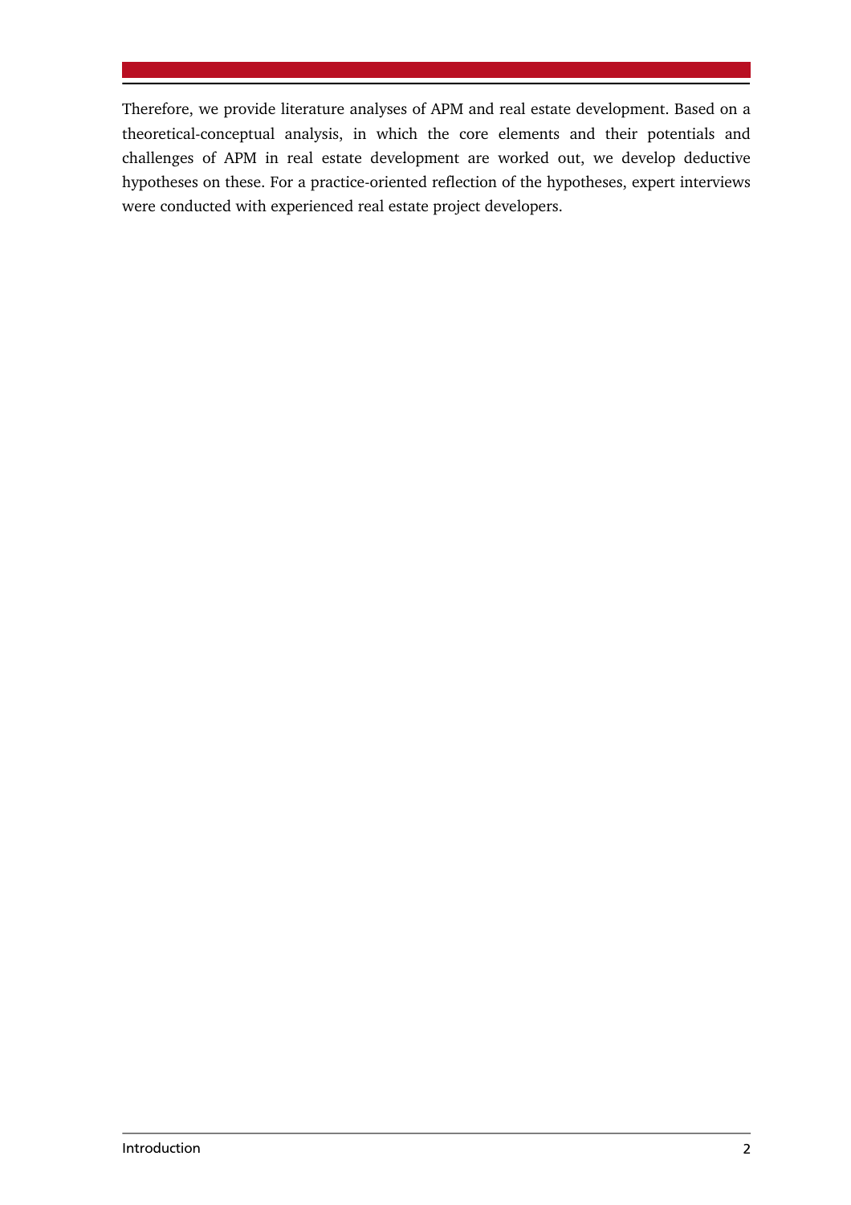Therefore, we provide literature analyses of APM and real estate development. Based on a theoretical-conceptual analysis, in which the core elements and their potentials and challenges of APM in real estate development are worked out, we develop deductive hypotheses on these. For a practice-oriented reflection of the hypotheses, expert interviews were conducted with experienced real estate project developers.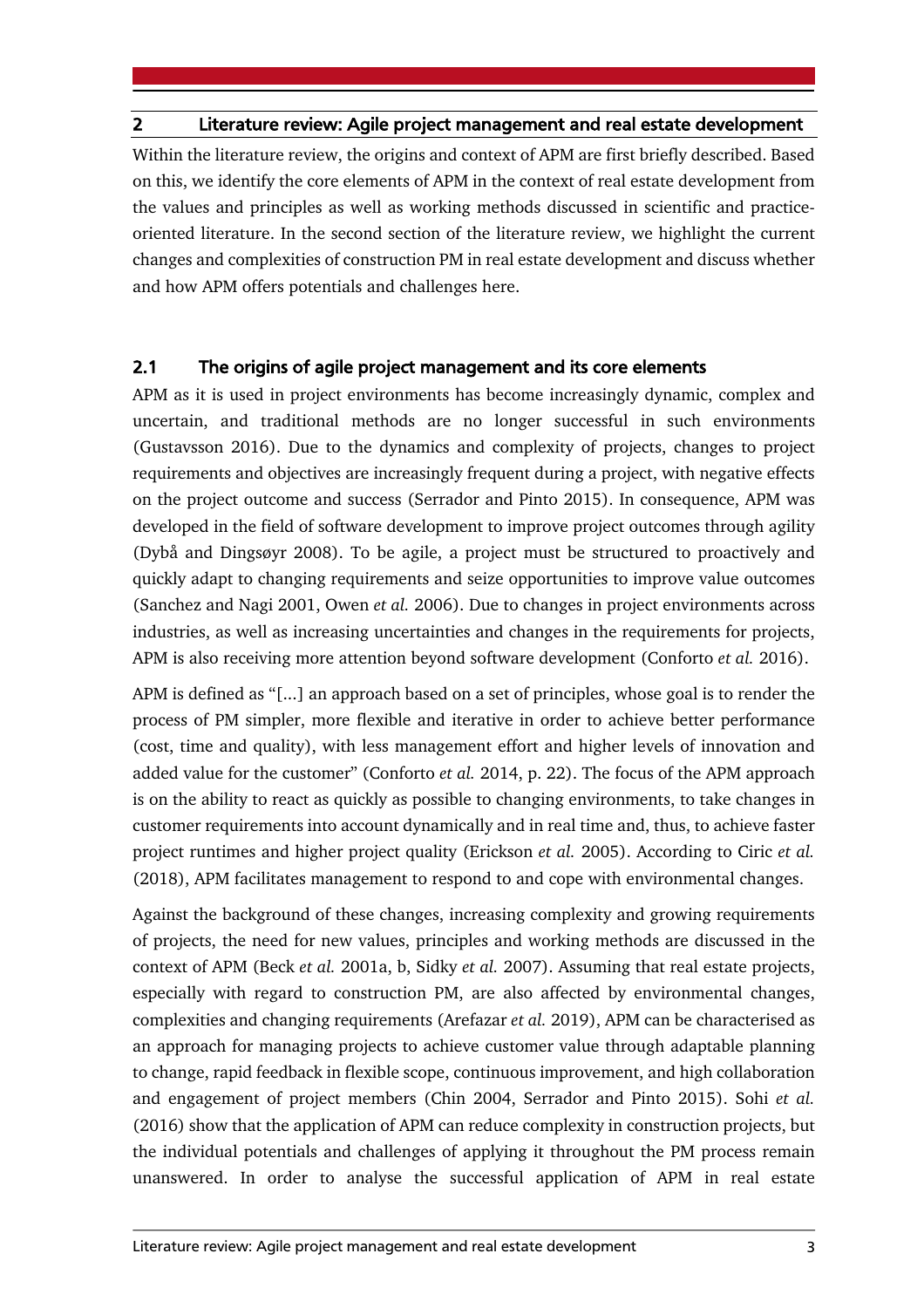## 2 Literature review: Agile project management and real estate development

Within the literature review, the origins and context of APM are first briefly described. Based on this, we identify the core elements of APM in the context of real estate development from the values and principles as well as working methods discussed in scientific and practice-oriented literature. In the second section of the literature review, we highlight the current changes and complexities of construction PM in real estate development and discuss whether and how APM offers potentials and challenges here.

### 2.1 The origins of agile project management and its core elements

APM as it is used in project environments has become increasingly dynamic, complex and uncertain, and traditional methods are no longer successful in such environments (Gustavsson 2016). Due to the dynamics and complexity of projects, changes to project requirements and objectives are increasingly frequent during a project, with negative effects on the project outcome and success (Serrador and Pinto 2015). In consequence, APM was developed in the field of software development to improve project outcomes through agility (Dybå and Dingsøyr 2008). To be agile, a project must be structured to proactively and quickly adapt to changing requirements and seize opportunities to improve value outcomes (Sanchez and Nagi 2001, Owen *et al.* 2006). Due to changes in project environments across industries, as well as increasing uncertainties and changes in the requirements for projects, APM is also receiving more attention beyond software development (Conforto *et al.* 2016).

APM is defined as "[...] an approach based on a set of principles, whose goal is to render the process of PM simpler, more flexible and iterative in order to achieve better performance (cost, time and quality), with less management effort and higher levels of innovation and added value for the customer" (Conforto *et al.* 2014, p. 22). The focus of the APM approach is on the ability to react as quickly as possible to changing environments, to take changes in customer requirements into account dynamically and in real time and, thus, to achieve faster project runtimes and higher project quality (Erickson *et al.* 2005). According to Ciric *et al.* (2018), APM facilitates management to respond to and cope with environmental changes.

Against the background of these changes, increasing complexity and growing requirements of projects, the need for new values, principles and working methods are discussed in the context of APM (Beck *et al.* 2001a, b, Sidky *et al.* 2007). Assuming that real estate projects, especially with regard to construction PM, are also affected by environmental changes, complexities and changing requirements (Arefazar *et al.* 2019), APM can be characterised as an approach for managing projects to achieve customer value through adaptable planning to change, rapid feedback in flexible scope, continuous improvement, and high collaboration and engagement of project members (Chin 2004, Serrador and Pinto 2015). Sohi *et al.* (2016) show that the application of APM can reduce complexity in construction projects, but the individual potentials and challenges of applying it throughout the PM process remain unanswered. In order to analyse the successful application of APM in real estate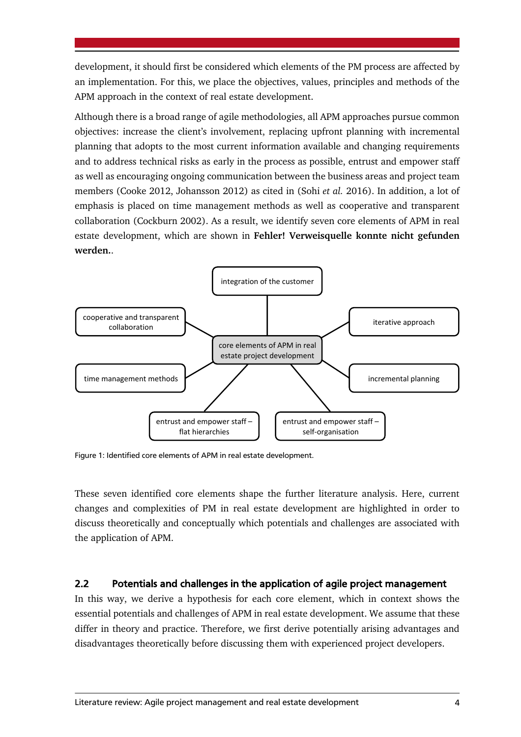development, it should first be considered which elements of the PM process are affected by an implementation. For this, we place the objectives, values, principles and methods of the APM approach in the context of real estate development.

Although there is a broad range of agile methodologies, all APM approaches pursue common objectives: increase the client's involvement, replacing upfront planning with incremental planning that adopts to the most current information available and changing requirements and to address technical risks as early in the process as possible, entrust and empower staff as well as encouraging ongoing communication between the business areas and project team members (Cooke 2012, Johansson 2012) as cited in (Sohi *et al.* 2016). In addition, a lot of emphasis is placed on time management methods as well as cooperative and transparent collaboration (Cockburn 2002). As a result, we identify seven core elements of APM in real estate development, which are shown in **Fehler! Verweisquelle konnte nicht gefunden werden.**.

integration of the customer

cooperative and transparent collaboration

iterative approach

core elements of APM in real estate project development

time management methods

incremental planning

entrust and empower staff – flat hierarchies

entrust and empower staff – self-organisation

Figure 1: Identified core elements of APM in real estate development.

These seven identified core elements shape the further literature analysis. Here, current changes and complexities of PM in real estate development are highlighted in order to discuss theoretically and conceptually which potentials and challenges are associated with the application of APM.

## 2.2 Potentials and challenges in the application of agile project management

In this way, we derive a hypothesis for each core element, which in context shows the essential potentials and challenges of APM in real estate development. We assume that these differ in theory and practice. Therefore, we first derive potentially arising advantages and disadvantages theoretically before discussing them with experienced project developers.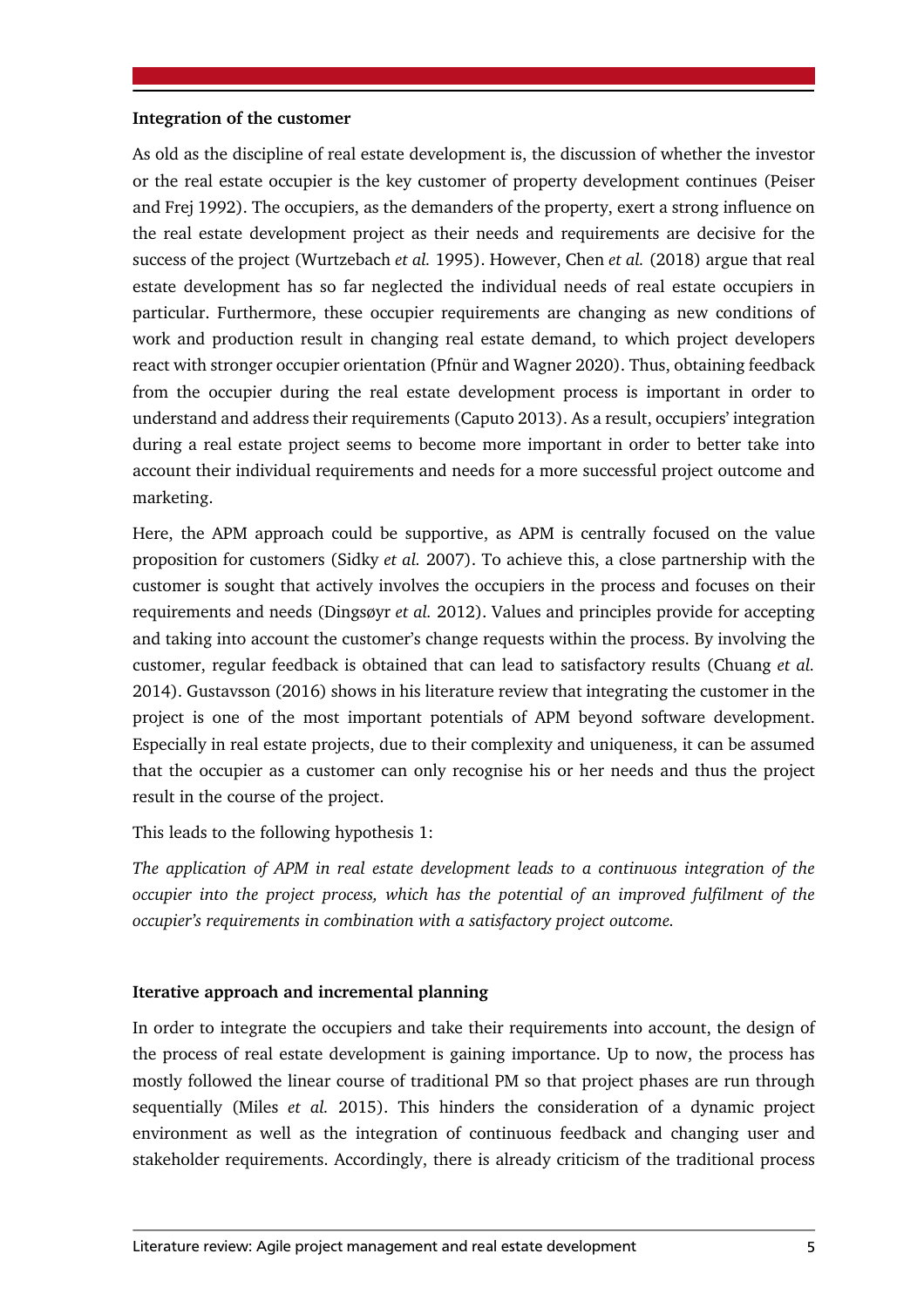### Integration of the customer

As old as the discipline of real estate development is, the discussion of whether the investor or the real estate occupier is the key customer of property development continues (Peiser and Frej 1992). The occupiers, as the demanders of the property, exert a strong influence on the real estate development project as their needs and requirements are decisive for the success of the project (Wurtzebach *et al.* 1995). However, Chen *et al.* (2018) argue that real estate development has so far neglected the individual needs of real estate occupiers in particular. Furthermore, these occupier requirements are changing as new conditions of work and production result in changing real estate demand, to which project developers react with stronger occupier orientation (Pfnür and Wagner 2020). Thus, obtaining feedback from the occupier during the real estate development process is important in order to understand and address their requirements (Caputo 2013). As a result, occupiers' integration during a real estate project seems to become more important in order to better take into account their individual requirements and needs for a more successful project outcome and marketing.

Here, the APM approach could be supportive, as APM is centrally focused on the value proposition for customers (Sidky *et al.* 2007). To achieve this, a close partnership with the customer is sought that actively involves the occupiers in the process and focuses on their requirements and needs (Dingsøyr *et al.* 2012). Values and principles provide for accepting and taking into account the customer's change requests within the process. By involving the customer, regular feedback is obtained that can lead to satisfactory results (Chuang *et al.* 2014). Gustavsson (2016) shows in his literature review that integrating the customer in the project is one of the most important potentials of APM beyond software development. Especially in real estate projects, due to their complexity and uniqueness, it can be assumed that the occupier as a customer can only recognise his or her needs and thus the project result in the course of the project.

This leads to the following hypothesis 1:

*The application of APM in real estate development leads to a continuous integration of the occupier into the project process, which has the potential of an improved fulfilment of the occupier's requirements in combination with a satisfactory project outcome.*

### Iterative approach and incremental planning

In order to integrate the occupiers and take their requirements into account, the design of the process of real estate development is gaining importance. Up to now, the process has mostly followed the linear course of traditional PM so that project phases are run through sequentially (Miles *et al.* 2015). This hinders the consideration of a dynamic project environment as well as the integration of continuous feedback and changing user and stakeholder requirements. Accordingly, there is already criticism of the traditional process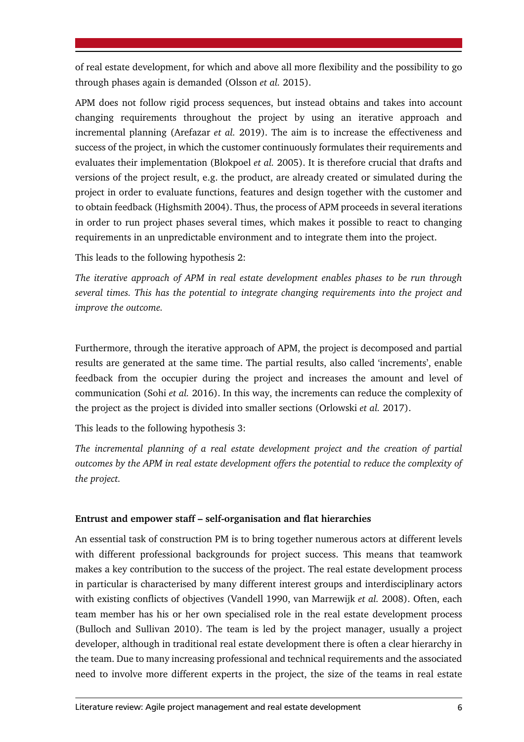of real estate development, for which and above all more flexibility and the possibility to go through phases again is demanded (Olsson *et al.* 2015).

APM does not follow rigid process sequences, but instead obtains and takes into account changing requirements throughout the project by using an iterative approach and incremental planning (Arefazar *et al.* 2019). The aim is to increase the effectiveness and success of the project, in which the customer continuously formulates their requirements and evaluates their implementation (Blokpoel *et al.* 2005). It is therefore crucial that drafts and versions of the project result, e.g. the product, are already created or simulated during the project in order to evaluate functions, features and design together with the customer and to obtain feedback (Highsmith 2004). Thus, the process of APM proceeds in several iterations in order to run project phases several times, which makes it possible to react to changing requirements in an unpredictable environment and to integrate them into the project.

This leads to the following hypothesis 2:

*The iterative approach of APM in real estate development enables phases to be run through several times. This has the potential to integrate changing requirements into the project and improve the outcome.*

Furthermore, through the iterative approach of APM, the project is decomposed and partial results are generated at the same time. The partial results, also called 'increments', enable feedback from the occupier during the project and increases the amount and level of communication (Sohi *et al.* 2016). In this way, the increments can reduce the complexity of the project as the project is divided into smaller sections (Orlowski *et al.* 2017).

This leads to the following hypothesis 3:

*The incremental planning of a real estate development project and the creation of partial outcomes by the APM in real estate development offers the potential to reduce the complexity of the project.*

**Entrust and empower staff – self-organisation and flat hierarchies**

An essential task of construction PM is to bring together numerous actors at different levels with different professional backgrounds for project success. This means that teamwork makes a key contribution to the success of the project. The real estate development process in particular is characterised by many different interest groups and interdisciplinary actors with existing conflicts of objectives (Vandell 1990, van Marrewijk *et al.* 2008). Often, each team member has his or her own specialised role in the real estate development process (Bulloch and Sullivan 2010). The team is led by the project manager, usually a project developer, although in traditional real estate development there is often a clear hierarchy in the team. Due to many increasing professional and technical requirements and the associated need to involve more different experts in the project, the size of the teams in real estate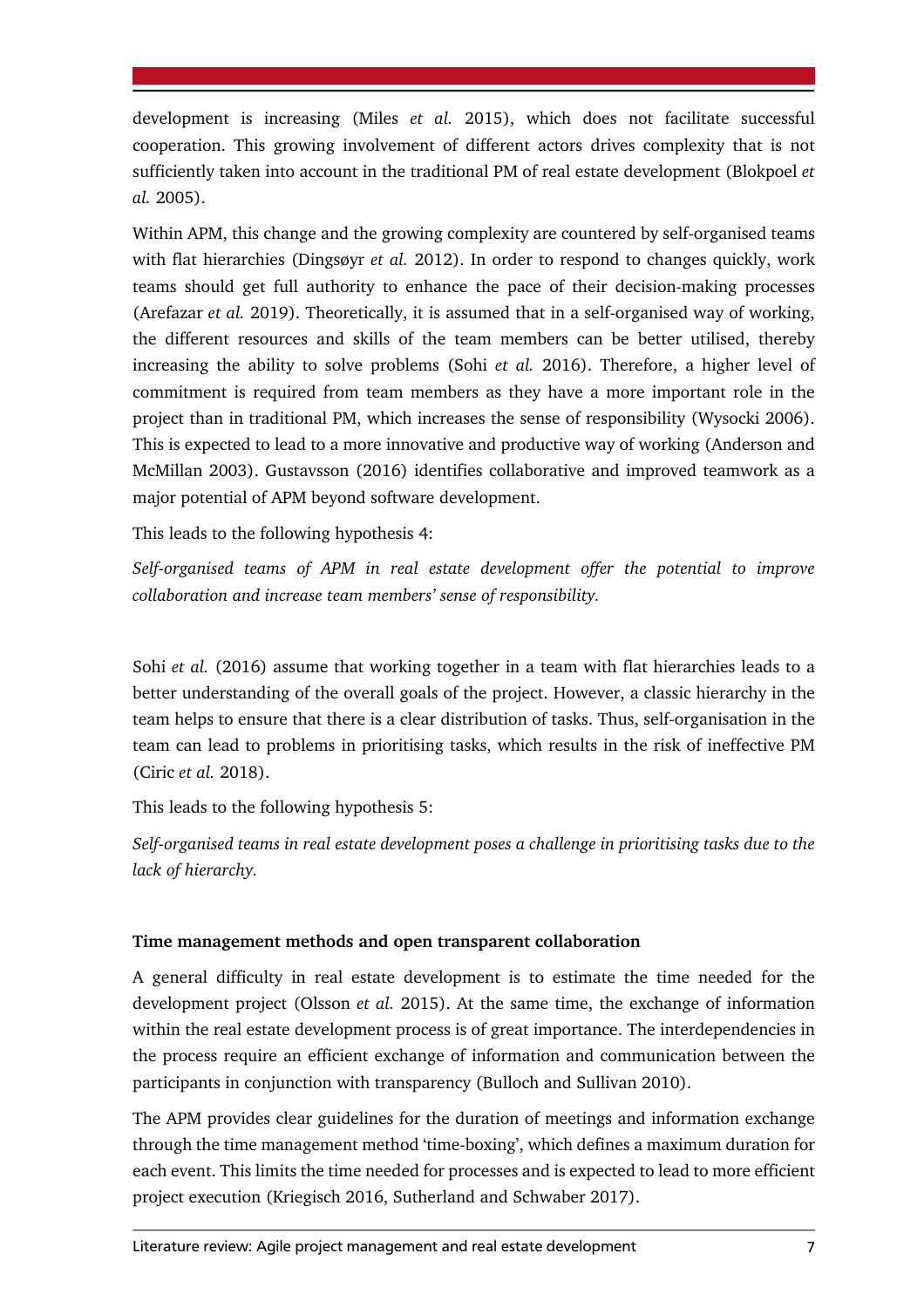development is increasing (Miles *et al.* 2015), which does not facilitate successful cooperation. This growing involvement of different actors drives complexity that is not sufficiently taken into account in the traditional PM of real estate development (Blokpoel *et al.* 2005).

Within APM, this change and the growing complexity are countered by self-organised teams with flat hierarchies (Dingsøyr *et al.* 2012). In order to respond to changes quickly, work teams should get full authority to enhance the pace of their decision-making processes (Arefazar *et al.* 2019). Theoretically, it is assumed that in a self-organised way of working, the different resources and skills of the team members can be better utilised, thereby increasing the ability to solve problems (Sohi *et al.* 2016). Therefore, a higher level of commitment is required from team members as they have a more important role in the project than in traditional PM, which increases the sense of responsibility (Wysocki 2006). This is expected to lead to a more innovative and productive way of working (Anderson and McMillan 2003). Gustavsson (2016) identifies collaborative and improved teamwork as a major potential of APM beyond software development.

This leads to the following hypothesis 4:

*Self-organised teams of APM in real estate development offer the potential to improve collaboration and increase team members' sense of responsibility.*

Sohi *et al.* (2016) assume that working together in a team with flat hierarchies leads to a better understanding of the overall goals of the project. However, a classic hierarchy in the team helps to ensure that there is a clear distribution of tasks. Thus, self-organisation in the team can lead to problems in prioritising tasks, which results in the risk of ineffective PM (Ciric *et al.* 2018).

This leads to the following hypothesis 5:

*Self-organised teams in real estate development poses a challenge in prioritising tasks due to the lack of hierarchy.*

### Time management methods and open transparent collaboration

A general difficulty in real estate development is to estimate the time needed for the development project (Olsson *et al.* 2015). At the same time, the exchange of information within the real estate development process is of great importance. The interdependencies in the process require an efficient exchange of information and communication between the participants in conjunction with transparency (Bulloch and Sullivan 2010).

The APM provides clear guidelines for the duration of meetings and information exchange through the time management method 'time-boxing', which defines a maximum duration for each event. This limits the time needed for processes and is expected to lead to more efficient project execution (Kriegisch 2016, Sutherland and Schwaber 2017).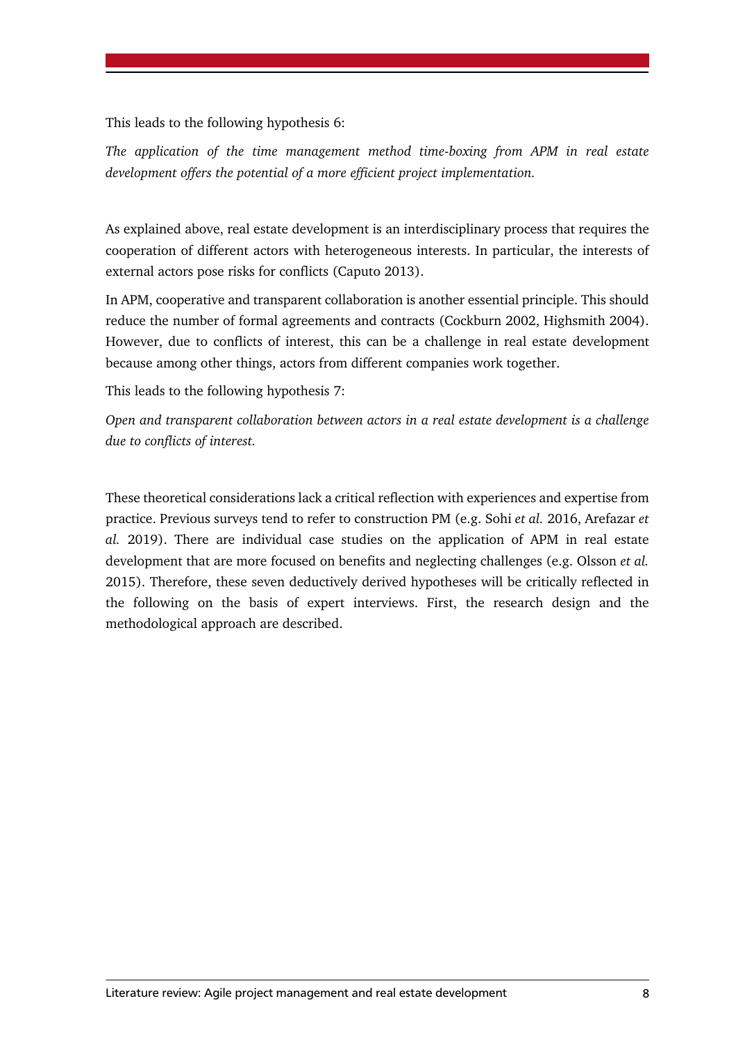This leads to the following hypothesis 6:

*The application of the time management method time-boxing from APM in real estate development offers the potential of a more efficient project implementation.*

As explained above, real estate development is an interdisciplinary process that requires the cooperation of different actors with heterogeneous interests. In particular, the interests of external actors pose risks for conflicts (Caputo 2013).

In APM, cooperative and transparent collaboration is another essential principle. This should reduce the number of formal agreements and contracts (Cockburn 2002, Highsmith 2004). However, due to conflicts of interest, this can be a challenge in real estate development because among other things, actors from different companies work together.

This leads to the following hypothesis 7:

*Open and transparent collaboration between actors in a real estate development is a challenge due to conflicts of interest.*

These theoretical considerations lack a critical reflection with experiences and expertise from practice. Previous surveys tend to refer to construction PM (e.g. Sohi *et al.* 2016, Arefazar *et al.* 2019). There are individual case studies on the application of APM in real estate development that are more focused on benefits and neglecting challenges (e.g. Olsson *et al.* 2015). Therefore, these seven deductively derived hypotheses will be critically reflected in the following on the basis of expert interviews. First, the research design and the methodological approach are described.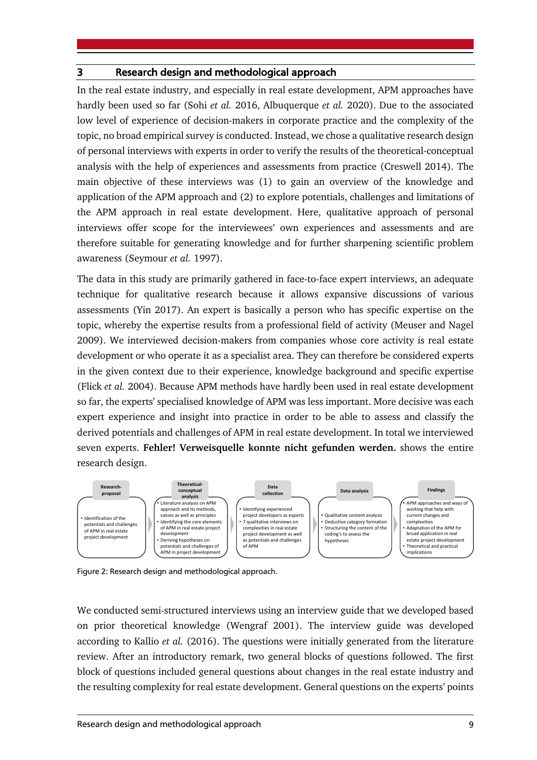## 3 Research design and methodological approach

In the real estate industry, and especially in real estate development, APM approaches have hardly been used so far (Sohi *et al.* 2016, Albuquerque *et al.* 2020). Due to the associated low level of experience of decision-makers in corporate practice and the complexity of the topic, no broad empirical survey is conducted. Instead, we chose a qualitative research design of personal interviews with experts in order to verify the results of the theoretical-conceptual analysis with the help of experiences and assessments from practice (Creswell 2014). The main objective of these interviews was (1) to gain an overview of the knowledge and application of the APM approach and (2) to explore potentials, challenges and limitations of the APM approach in real estate development. Here, qualitative approach of personal interviews offer scope for the interviewees' own experiences and assessments and are therefore suitable for generating knowledge and for further sharpening scientific problem awareness (Seymour *et al.* 1997).

The data in this study are primarily gathered in face-to-face expert interviews, an adequate technique for qualitative research because it allows expansive discussions of various assessments (Yin 2017). An expert is basically a person who has specific expertise on the topic, whereby the expertise results from a professional field of activity (Meuser and Nagel 2009). We interviewed decision-makers from companies whose core activity is real estate development or who operate it as a specialist area. They can therefore be considered experts in the given context due to their experience, knowledge background and specific expertise (Flick *et al.* 2004). Because APM methods have hardly been used in real estate development so far, the experts' specialised knowledge of APM was less important. More decisive was each expert experience and insight into practice in order to be able to assess and classify the derived potentials and challenges of APM in real estate development. In total we interviewed seven experts. **Fehler! Verweisquelle konnte nicht gefunden werden.** shows the entire research design.

| Research-proposal | Theoretical-conceptual analysis | Data collection | Data analysis | Findings |
|---|---|---|---|---|
| • Identification of the potentials and challenges of APM in real estate project development | • Literature analysis on APM approach and its methods, values as well as principles<br>• Identifying the core elements of APM in real estate project development<br>• Deriving hypotheses on potentials and challenges of APM in project development | • Identifying experienced project developers as experts<br>• 7 qualitative interviews on complexities in real estate project development as well as potentials and challenges of APM | • Qualitative content analysis<br>• Deductive category formation<br>• Structuring the content of the coding's to assess the hypotheses | • APM approaches and ways of working that help with current changes and complexities<br>• Adaptation of the APM for broad application in real estate project development<br>• Theoretical and practical implications |

Figure 2: Research design and methodological approach.

We conducted semi-structured interviews using an interview guide that we developed based on prior theoretical knowledge (Wengraf 2001). The interview guide was developed according to Kallio *et al.* (2016). The questions were initially generated from the literature review. After an introductory remark, two general blocks of questions followed. The first block of questions included general questions about changes in the real estate industry and the resulting complexity for real estate development. General questions on the experts' points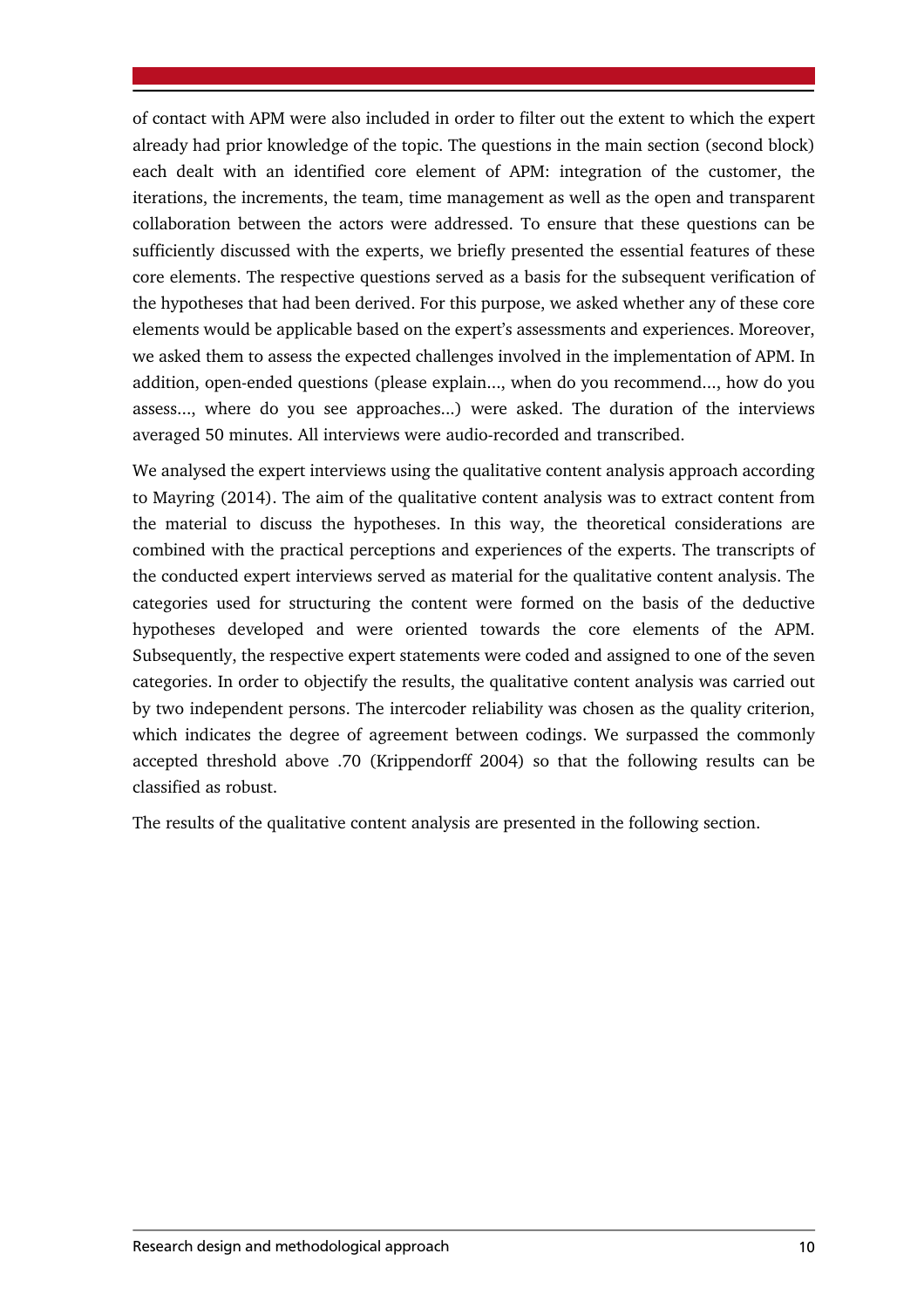of contact with APM were also included in order to filter out the extent to which the expert already had prior knowledge of the topic. The questions in the main section (second block) each dealt with an identified core element of APM: integration of the customer, the iterations, the increments, the team, time management as well as the open and transparent collaboration between the actors were addressed. To ensure that these questions can be sufficiently discussed with the experts, we briefly presented the essential features of these core elements. The respective questions served as a basis for the subsequent verification of the hypotheses that had been derived. For this purpose, we asked whether any of these core elements would be applicable based on the expert's assessments and experiences. Moreover, we asked them to assess the expected challenges involved in the implementation of APM. In addition, open-ended questions (please explain..., when do you recommend..., how do you assess..., where do you see approaches...) were asked. The duration of the interviews averaged 50 minutes. All interviews were audio-recorded and transcribed.

We analysed the expert interviews using the qualitative content analysis approach according to Mayring (2014). The aim of the qualitative content analysis was to extract content from the material to discuss the hypotheses. In this way, the theoretical considerations are combined with the practical perceptions and experiences of the experts. The transcripts of the conducted expert interviews served as material for the qualitative content analysis. The categories used for structuring the content were formed on the basis of the deductive hypotheses developed and were oriented towards the core elements of the APM. Subsequently, the respective expert statements were coded and assigned to one of the seven categories. In order to objectify the results, the qualitative content analysis was carried out by two independent persons. The intercoder reliability was chosen as the quality criterion, which indicates the degree of agreement between codings. We surpassed the commonly accepted threshold above .70 (Krippendorff 2004) so that the following results can be classified as robust.

The results of the qualitative content analysis are presented in the following section.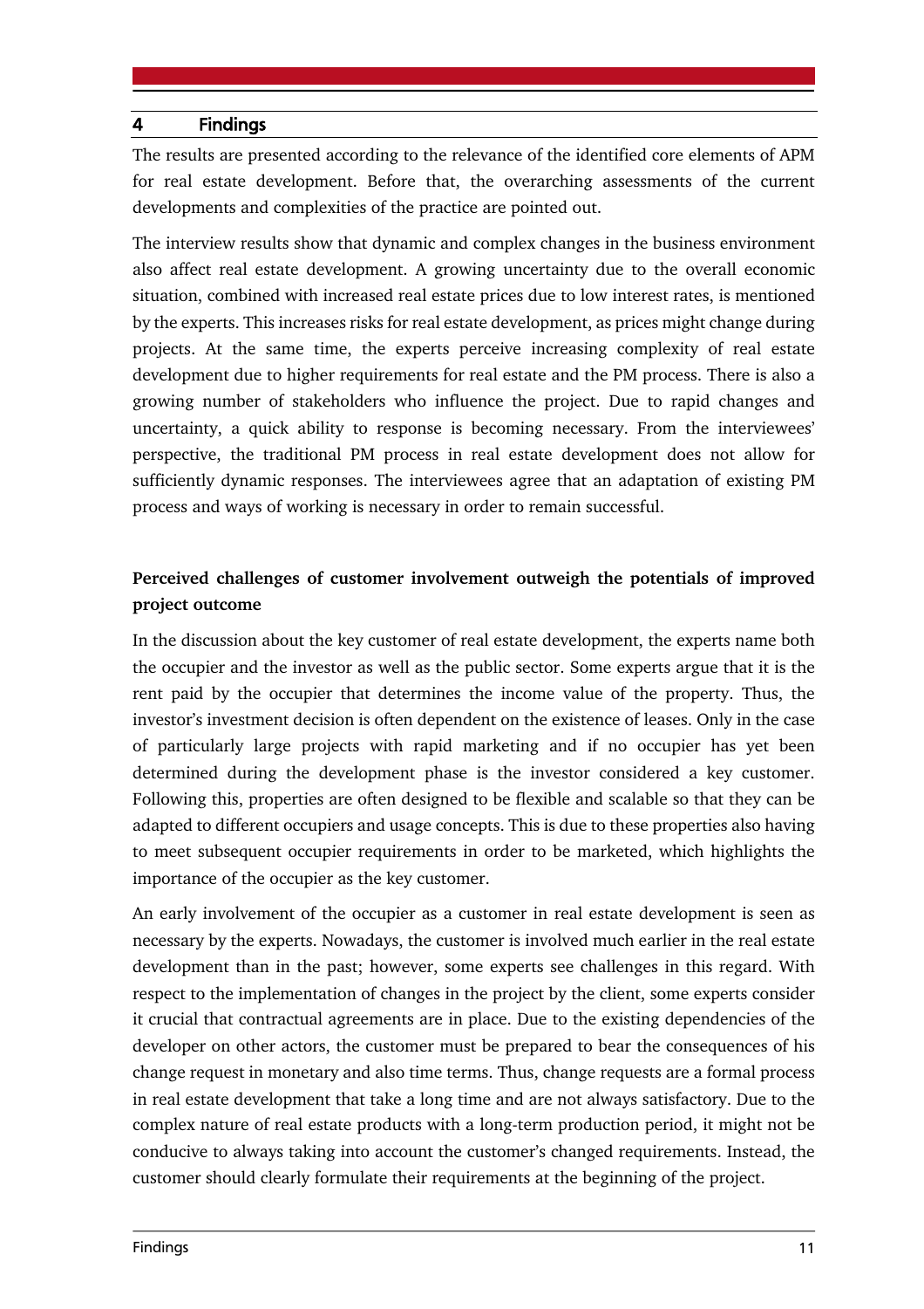## 4 Findings

The results are presented according to the relevance of the identified core elements of APM for real estate development. Before that, the overarching assessments of the current developments and complexities of the practice are pointed out.

The interview results show that dynamic and complex changes in the business environment also affect real estate development. A growing uncertainty due to the overall economic situation, combined with increased real estate prices due to low interest rates, is mentioned by the experts. This increases risks for real estate development, as prices might change during projects. At the same time, the experts perceive increasing complexity of real estate development due to higher requirements for real estate and the PM process. There is also a growing number of stakeholders who influence the project. Due to rapid changes and uncertainty, a quick ability to response is becoming necessary. From the interviewees' perspective, the traditional PM process in real estate development does not allow for sufficiently dynamic responses. The interviewees agree that an adaptation of existing PM process and ways of working is necessary in order to remain successful.

**Perceived challenges of customer involvement outweigh the potentials of improved project outcome**

In the discussion about the key customer of real estate development, the experts name both the occupier and the investor as well as the public sector. Some experts argue that it is the rent paid by the occupier that determines the income value of the property. Thus, the investor's investment decision is often dependent on the existence of leases. Only in the case of particularly large projects with rapid marketing and if no occupier has yet been determined during the development phase is the investor considered a key customer. Following this, properties are often designed to be flexible and scalable so that they can be adapted to different occupiers and usage concepts. This is due to these properties also having to meet subsequent occupier requirements in order to be marketed, which highlights the importance of the occupier as the key customer.

An early involvement of the occupier as a customer in real estate development is seen as necessary by the experts. Nowadays, the customer is involved much earlier in the real estate development than in the past; however, some experts see challenges in this regard. With respect to the implementation of changes in the project by the client, some experts consider it crucial that contractual agreements are in place. Due to the existing dependencies of the developer on other actors, the customer must be prepared to bear the consequences of his change request in monetary and also time terms. Thus, change requests are a formal process in real estate development that take a long time and are not always satisfactory. Due to the complex nature of real estate products with a long-term production period, it might not be conducive to always taking into account the customer's changed requirements. Instead, the customer should clearly formulate their requirements at the beginning of the project.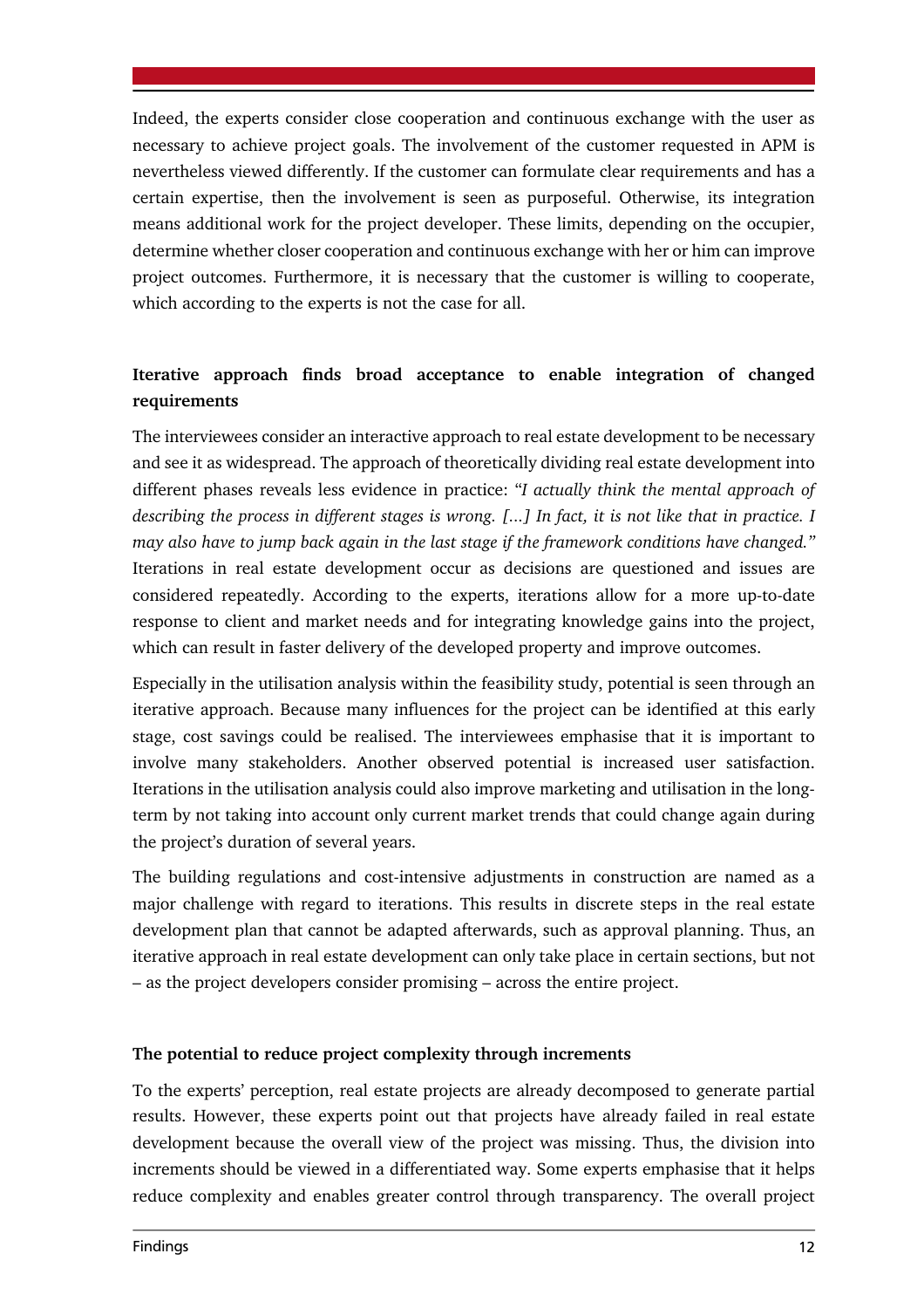Indeed, the experts consider close cooperation and continuous exchange with the user as necessary to achieve project goals. The involvement of the customer requested in APM is nevertheless viewed differently. If the customer can formulate clear requirements and has a certain expertise, then the involvement is seen as purposeful. Otherwise, its integration means additional work for the project developer. These limits, depending on the occupier, determine whether closer cooperation and continuous exchange with her or him can improve project outcomes. Furthermore, it is necessary that the customer is willing to cooperate, which according to the experts is not the case for all.

**Iterative approach finds broad acceptance to enable integration of changed requirements**

The interviewees consider an interactive approach to real estate development to be necessary and see it as widespread. The approach of theoretically dividing real estate development into different phases reveals less evidence in practice: "*I actually think the mental approach of describing the process in different stages is wrong. [...] In fact, it is not like that in practice. I may also have to jump back again in the last stage if the framework conditions have changed.*" Iterations in real estate development occur as decisions are questioned and issues are considered repeatedly. According to the experts, iterations allow for a more up-to-date response to client and market needs and for integrating knowledge gains into the project, which can result in faster delivery of the developed property and improve outcomes.

Especially in the utilisation analysis within the feasibility study, potential is seen through an iterative approach. Because many influences for the project can be identified at this early stage, cost savings could be realised. The interviewees emphasise that it is important to involve many stakeholders. Another observed potential is increased user satisfaction. Iterations in the utilisation analysis could also improve marketing and utilisation in the long-term by not taking into account only current market trends that could change again during the project's duration of several years.

The building regulations and cost-intensive adjustments in construction are named as a major challenge with regard to iterations. This results in discrete steps in the real estate development plan that cannot be adapted afterwards, such as approval planning. Thus, an iterative approach in real estate development can only take place in certain sections, but not – as the project developers consider promising – across the entire project.

**The potential to reduce project complexity through increments**

To the experts' perception, real estate projects are already decomposed to generate partial results. However, these experts point out that projects have already failed in real estate development because the overall view of the project was missing. Thus, the division into increments should be viewed in a differentiated way. Some experts emphasise that it helps reduce complexity and enables greater control through transparency. The overall project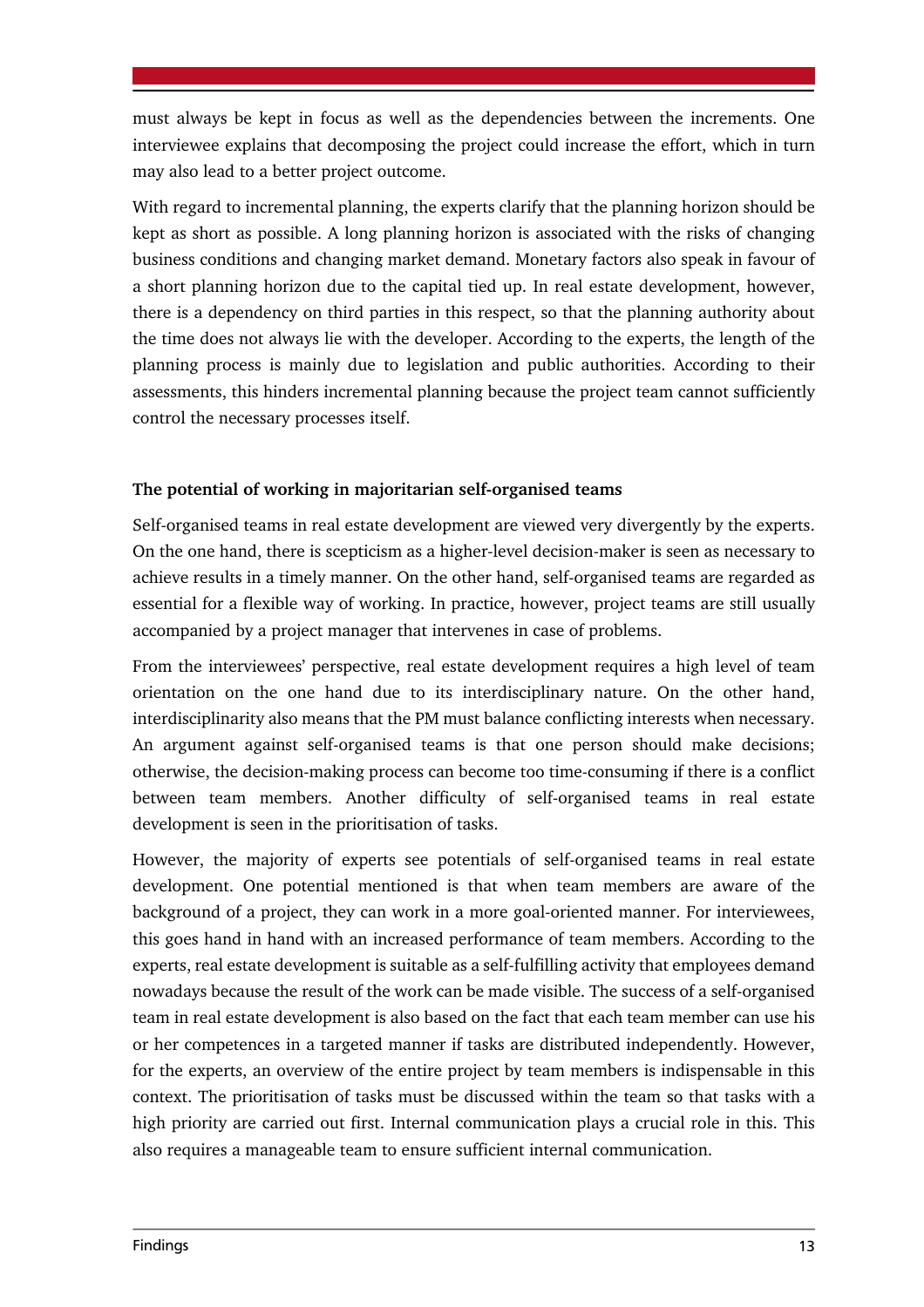must always be kept in focus as well as the dependencies between the increments. One interviewee explains that decomposing the project could increase the effort, which in turn may also lead to a better project outcome.

With regard to incremental planning, the experts clarify that the planning horizon should be kept as short as possible. A long planning horizon is associated with the risks of changing business conditions and changing market demand. Monetary factors also speak in favour of a short planning horizon due to the capital tied up. In real estate development, however, there is a dependency on third parties in this respect, so that the planning authority about the time does not always lie with the developer. According to the experts, the length of the planning process is mainly due to legislation and public authorities. According to their assessments, this hinders incremental planning because the project team cannot sufficiently control the necessary processes itself.

**The potential of working in majoritarian self-organised teams**

Self-organised teams in real estate development are viewed very divergently by the experts. On the one hand, there is scepticism as a higher-level decision-maker is seen as necessary to achieve results in a timely manner. On the other hand, self-organised teams are regarded as essential for a flexible way of working. In practice, however, project teams are still usually accompanied by a project manager that intervenes in case of problems.

From the interviewees' perspective, real estate development requires a high level of team orientation on the one hand due to its interdisciplinary nature. On the other hand, interdisciplinarity also means that the PM must balance conflicting interests when necessary. An argument against self-organised teams is that one person should make decisions; otherwise, the decision-making process can become too time-consuming if there is a conflict between team members. Another difficulty of self-organised teams in real estate development is seen in the prioritisation of tasks.

However, the majority of experts see potentials of self-organised teams in real estate development. One potential mentioned is that when team members are aware of the background of a project, they can work in a more goal-oriented manner. For interviewees, this goes hand in hand with an increased performance of team members. According to the experts, real estate development is suitable as a self-fulfilling activity that employees demand nowadays because the result of the work can be made visible. The success of a self-organised team in real estate development is also based on the fact that each team member can use his or her competences in a targeted manner if tasks are distributed independently. However, for the experts, an overview of the entire project by team members is indispensable in this context. The prioritisation of tasks must be discussed within the team so that tasks with a high priority are carried out first. Internal communication plays a crucial role in this. This also requires a manageable team to ensure sufficient internal communication.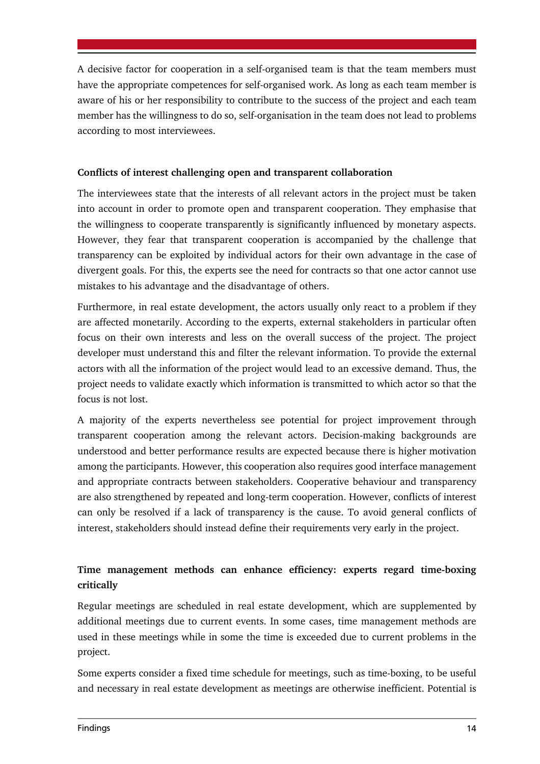A decisive factor for cooperation in a self-organised team is that the team members must have the appropriate competences for self-organised work. As long as each team member is aware of his or her responsibility to contribute to the success of the project and each team member has the willingness to do so, self-organisation in the team does not lead to problems according to most interviewees.

**Conflicts of interest challenging open and transparent collaboration**

The interviewees state that the interests of all relevant actors in the project must be taken into account in order to promote open and transparent cooperation. They emphasise that the willingness to cooperate transparently is significantly influenced by monetary aspects. However, they fear that transparent cooperation is accompanied by the challenge that transparency can be exploited by individual actors for their own advantage in the case of divergent goals. For this, the experts see the need for contracts so that one actor cannot use mistakes to his advantage and the disadvantage of others.

Furthermore, in real estate development, the actors usually only react to a problem if they are affected monetarily. According to the experts, external stakeholders in particular often focus on their own interests and less on the overall success of the project. The project developer must understand this and filter the relevant information. To provide the external actors with all the information of the project would lead to an excessive demand. Thus, the project needs to validate exactly which information is transmitted to which actor so that the focus is not lost.

A majority of the experts nevertheless see potential for project improvement through transparent cooperation among the relevant actors. Decision-making backgrounds are understood and better performance results are expected because there is higher motivation among the participants. However, this cooperation also requires good interface management and appropriate contracts between stakeholders. Cooperative behaviour and transparency are also strengthened by repeated and long-term cooperation. However, conflicts of interest can only be resolved if a lack of transparency is the cause. To avoid general conflicts of interest, stakeholders should instead define their requirements very early in the project.

**Time management methods can enhance efficiency: experts regard time-boxing critically**

Regular meetings are scheduled in real estate development, which are supplemented by additional meetings due to current events. In some cases, time management methods are used in these meetings while in some the time is exceeded due to current problems in the project.

Some experts consider a fixed time schedule for meetings, such as time-boxing, to be useful and necessary in real estate development as meetings are otherwise inefficient. Potential is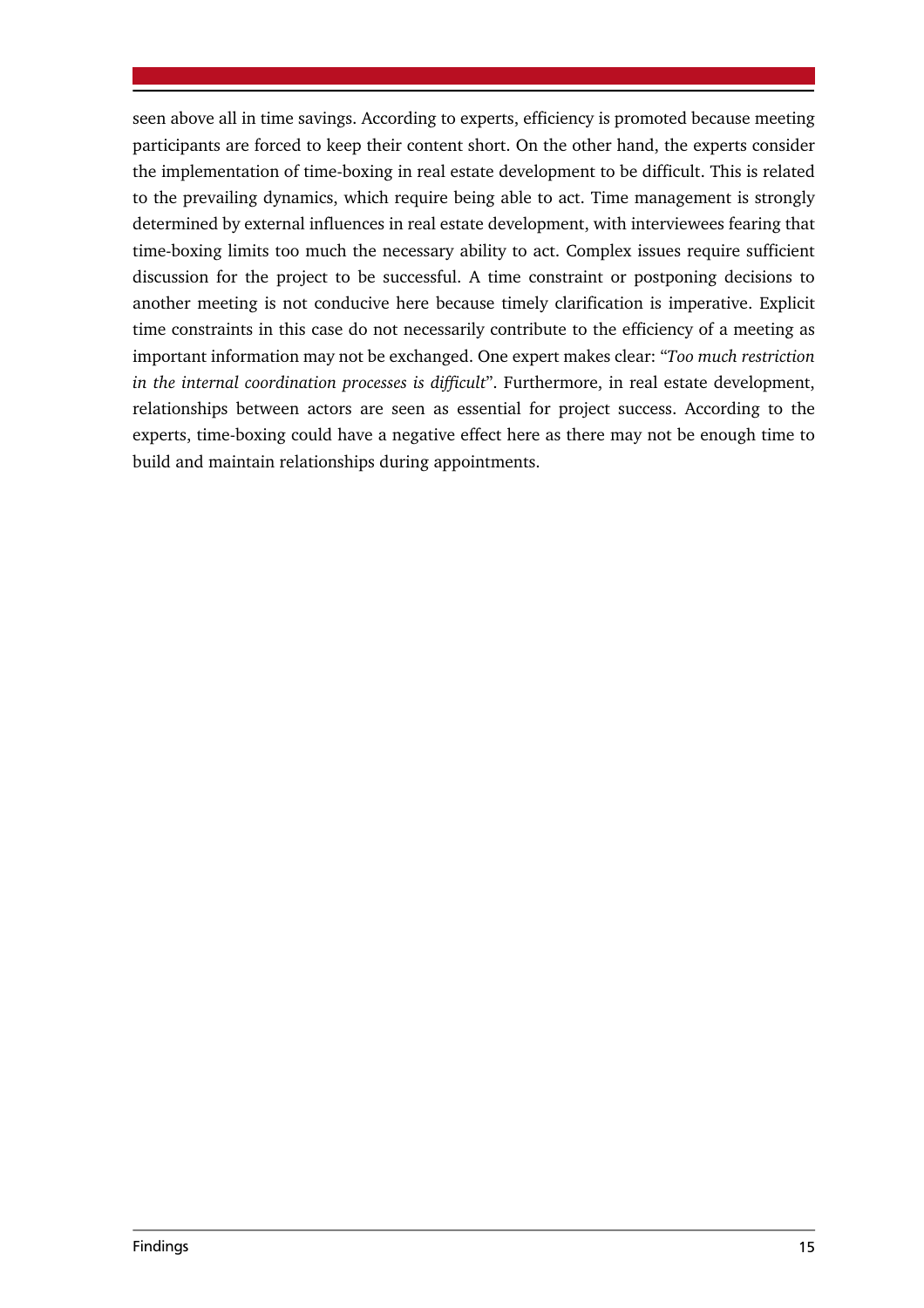seen above all in time savings. According to experts, efficiency is promoted because meeting participants are forced to keep their content short. On the other hand, the experts consider the implementation of time-boxing in real estate development to be difficult. This is related to the prevailing dynamics, which require being able to act. Time management is strongly determined by external influences in real estate development, with interviewees fearing that time-boxing limits too much the necessary ability to act. Complex issues require sufficient discussion for the project to be successful. A time constraint or postponing decisions to another meeting is not conducive here because timely clarification is imperative. Explicit time constraints in this case do not necessarily contribute to the efficiency of a meeting as important information may not be exchanged. One expert makes clear: "*Too much restriction in the internal coordination processes is difficult*". Furthermore, in real estate development, relationships between actors are seen as essential for project success. According to the experts, time-boxing could have a negative effect here as there may not be enough time to build and maintain relationships during appointments.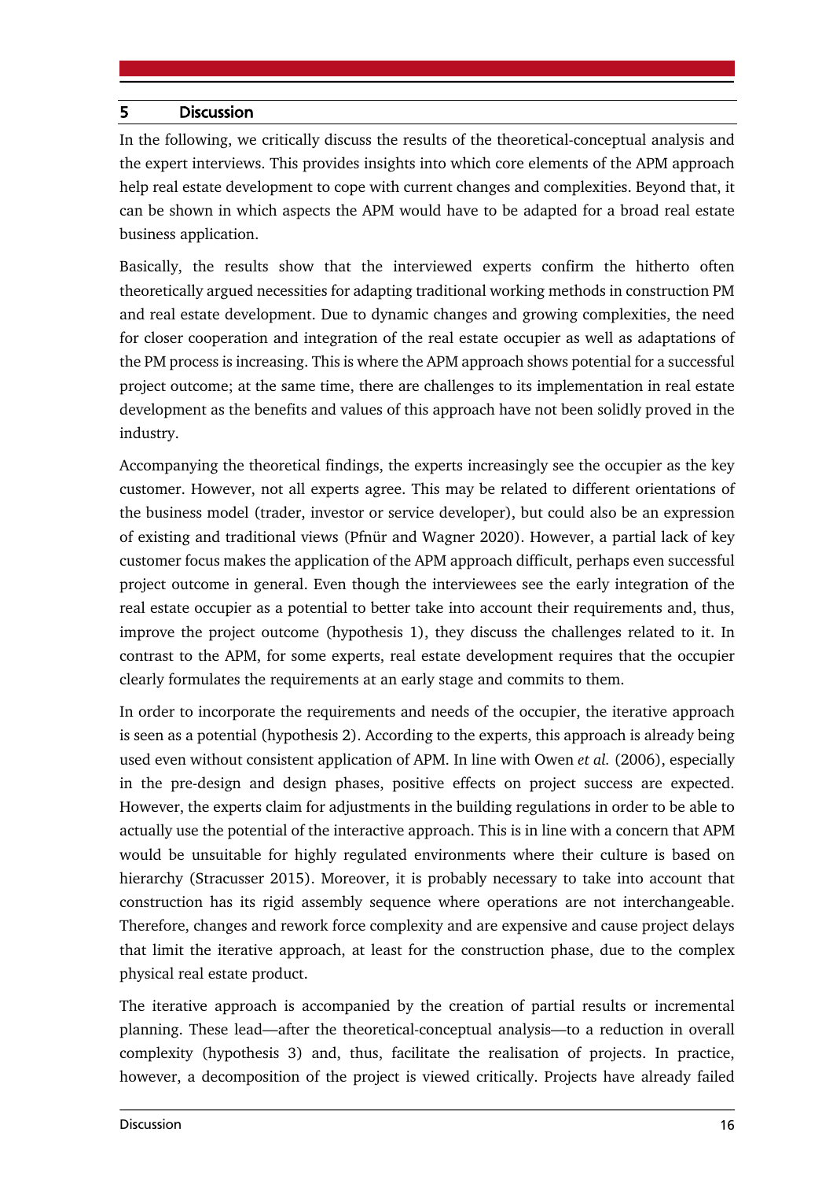## 5 Discussion

In the following, we critically discuss the results of the theoretical-conceptual analysis and the expert interviews. This provides insights into which core elements of the APM approach help real estate development to cope with current changes and complexities. Beyond that, it can be shown in which aspects the APM would have to be adapted for a broad real estate business application.

Basically, the results show that the interviewed experts confirm the hitherto often theoretically argued necessities for adapting traditional working methods in construction PM and real estate development. Due to dynamic changes and growing complexities, the need for closer cooperation and integration of the real estate occupier as well as adaptations of the PM process is increasing. This is where the APM approach shows potential for a successful project outcome; at the same time, there are challenges to its implementation in real estate development as the benefits and values of this approach have not been solidly proved in the industry.

Accompanying the theoretical findings, the experts increasingly see the occupier as the key customer. However, not all experts agree. This may be related to different orientations of the business model (trader, investor or service developer), but could also be an expression of existing and traditional views (Pfnür and Wagner 2020). However, a partial lack of key customer focus makes the application of the APM approach difficult, perhaps even successful project outcome in general. Even though the interviewees see the early integration of the real estate occupier as a potential to better take into account their requirements and, thus, improve the project outcome (hypothesis 1), they discuss the challenges related to it. In contrast to the APM, for some experts, real estate development requires that the occupier clearly formulates the requirements at an early stage and commits to them.

In order to incorporate the requirements and needs of the occupier, the iterative approach is seen as a potential (hypothesis 2). According to the experts, this approach is already being used even without consistent application of APM. In line with Owen *et al.* (2006), especially in the pre-design and design phases, positive effects on project success are expected. However, the experts claim for adjustments in the building regulations in order to be able to actually use the potential of the interactive approach. This is in line with a concern that APM would be unsuitable for highly regulated environments where their culture is based on hierarchy (Stracusser 2015). Moreover, it is probably necessary to take into account that construction has its rigid assembly sequence where operations are not interchangeable. Therefore, changes and rework force complexity and are expensive and cause project delays that limit the iterative approach, at least for the construction phase, due to the complex physical real estate product.

The iterative approach is accompanied by the creation of partial results or incremental planning. These lead—after the theoretical-conceptual analysis—to a reduction in overall complexity (hypothesis 3) and, thus, facilitate the realisation of projects. In practice, however, a decomposition of the project is viewed critically. Projects have already failed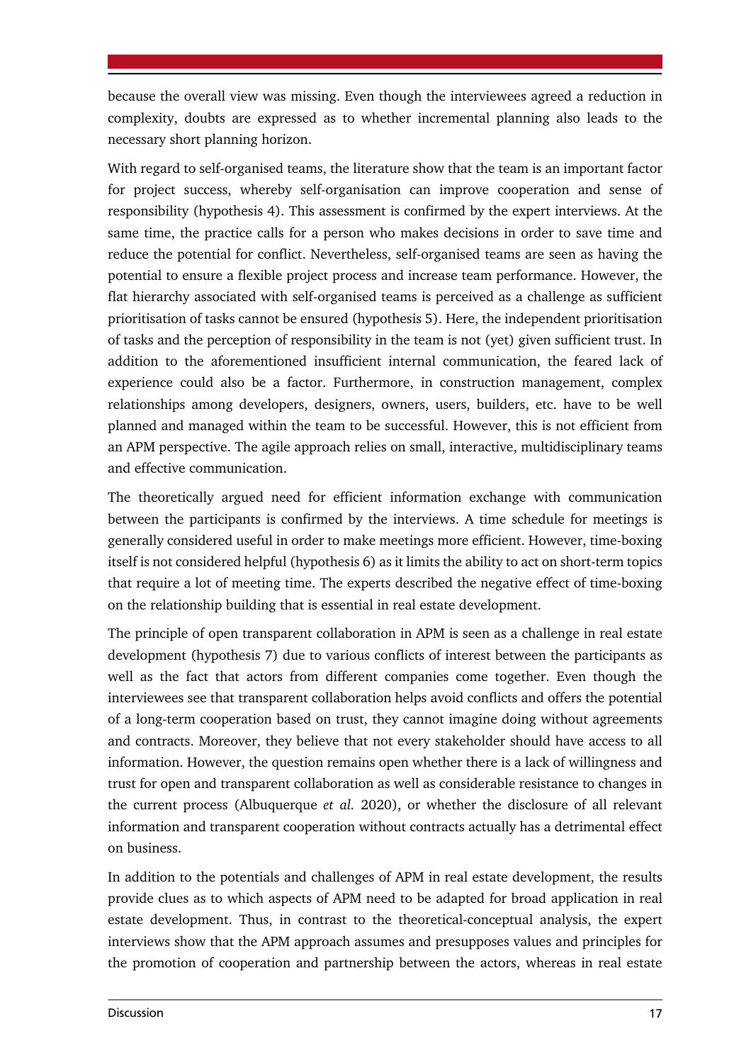because the overall view was missing. Even though the interviewees agreed a reduction in complexity, doubts are expressed as to whether incremental planning also leads to the necessary short planning horizon.

With regard to self-organised teams, the literature show that the team is an important factor for project success, whereby self-organisation can improve cooperation and sense of responsibility (hypothesis 4). This assessment is confirmed by the expert interviews. At the same time, the practice calls for a person who makes decisions in order to save time and reduce the potential for conflict. Nevertheless, self-organised teams are seen as having the potential to ensure a flexible project process and increase team performance. However, the flat hierarchy associated with self-organised teams is perceived as a challenge as sufficient prioritisation of tasks cannot be ensured (hypothesis 5). Here, the independent prioritisation of tasks and the perception of responsibility in the team is not (yet) given sufficient trust. In addition to the aforementioned insufficient internal communication, the feared lack of experience could also be a factor. Furthermore, in construction management, complex relationships among developers, designers, owners, users, builders, etc. have to be well planned and managed within the team to be successful. However, this is not efficient from an APM perspective. The agile approach relies on small, interactive, multidisciplinary teams and effective communication.

The theoretically argued need for efficient information exchange with communication between the participants is confirmed by the interviews. A time schedule for meetings is generally considered useful in order to make meetings more efficient. However, time-boxing itself is not considered helpful (hypothesis 6) as it limits the ability to act on short-term topics that require a lot of meeting time. The experts described the negative effect of time-boxing on the relationship building that is essential in real estate development.

The principle of open transparent collaboration in APM is seen as a challenge in real estate development (hypothesis 7) due to various conflicts of interest between the participants as well as the fact that actors from different companies come together. Even though the interviewees see that transparent collaboration helps avoid conflicts and offers the potential of a long-term cooperation based on trust, they cannot imagine doing without agreements and contracts. Moreover, they believe that not every stakeholder should have access to all information. However, the question remains open whether there is a lack of willingness and trust for open and transparent collaboration as well as considerable resistance to changes in the current process (Albuquerque *et al.* 2020), or whether the disclosure of all relevant information and transparent cooperation without contracts actually has a detrimental effect on business.

In addition to the potentials and challenges of APM in real estate development, the results provide clues as to which aspects of APM need to be adapted for broad application in real estate development. Thus, in contrast to the theoretical-conceptual analysis, the expert interviews show that the APM approach assumes and presupposes values and principles for the promotion of cooperation and partnership between the actors, whereas in real estate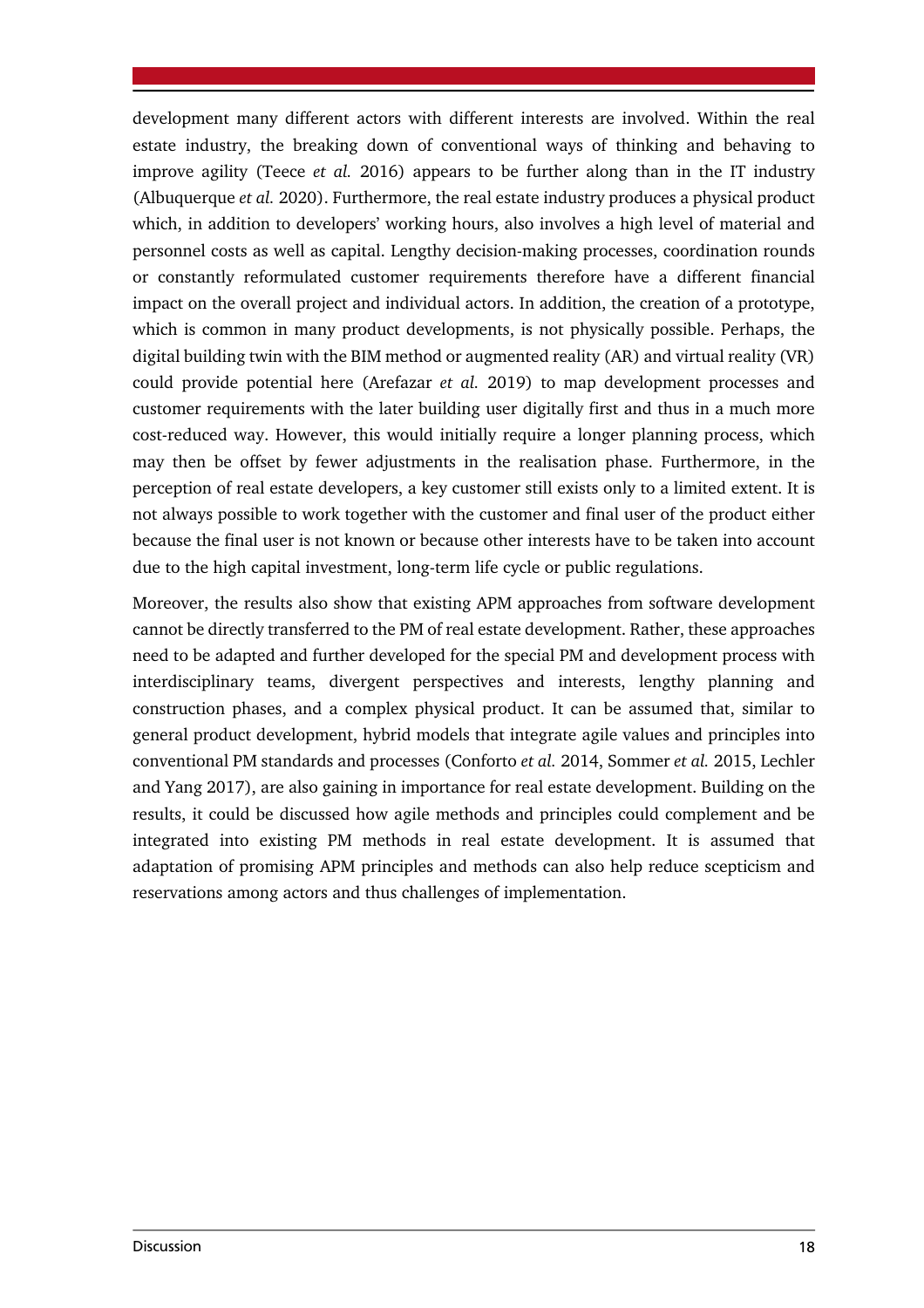development many different actors with different interests are involved. Within the real estate industry, the breaking down of conventional ways of thinking and behaving to improve agility (Teece *et al.* 2016) appears to be further along than in the IT industry (Albuquerque *et al.* 2020). Furthermore, the real estate industry produces a physical product which, in addition to developers' working hours, also involves a high level of material and personnel costs as well as capital. Lengthy decision-making processes, coordination rounds or constantly reformulated customer requirements therefore have a different financial impact on the overall project and individual actors. In addition, the creation of a prototype, which is common in many product developments, is not physically possible. Perhaps, the digital building twin with the BIM method or augmented reality (AR) and virtual reality (VR) could provide potential here (Arefazar *et al.* 2019) to map development processes and customer requirements with the later building user digitally first and thus in a much more cost-reduced way. However, this would initially require a longer planning process, which may then be offset by fewer adjustments in the realisation phase. Furthermore, in the perception of real estate developers, a key customer still exists only to a limited extent. It is not always possible to work together with the customer and final user of the product either because the final user is not known or because other interests have to be taken into account due to the high capital investment, long-term life cycle or public regulations.

Moreover, the results also show that existing APM approaches from software development cannot be directly transferred to the PM of real estate development. Rather, these approaches need to be adapted and further developed for the special PM and development process with interdisciplinary teams, divergent perspectives and interests, lengthy planning and construction phases, and a complex physical product. It can be assumed that, similar to general product development, hybrid models that integrate agile values and principles into conventional PM standards and processes (Conforto *et al.* 2014, Sommer *et al.* 2015, Lechler and Yang 2017), are also gaining in importance for real estate development. Building on the results, it could be discussed how agile methods and principles could complement and be integrated into existing PM methods in real estate development. It is assumed that adaptation of promising APM principles and methods can also help reduce scepticism and reservations among actors and thus challenges of implementation.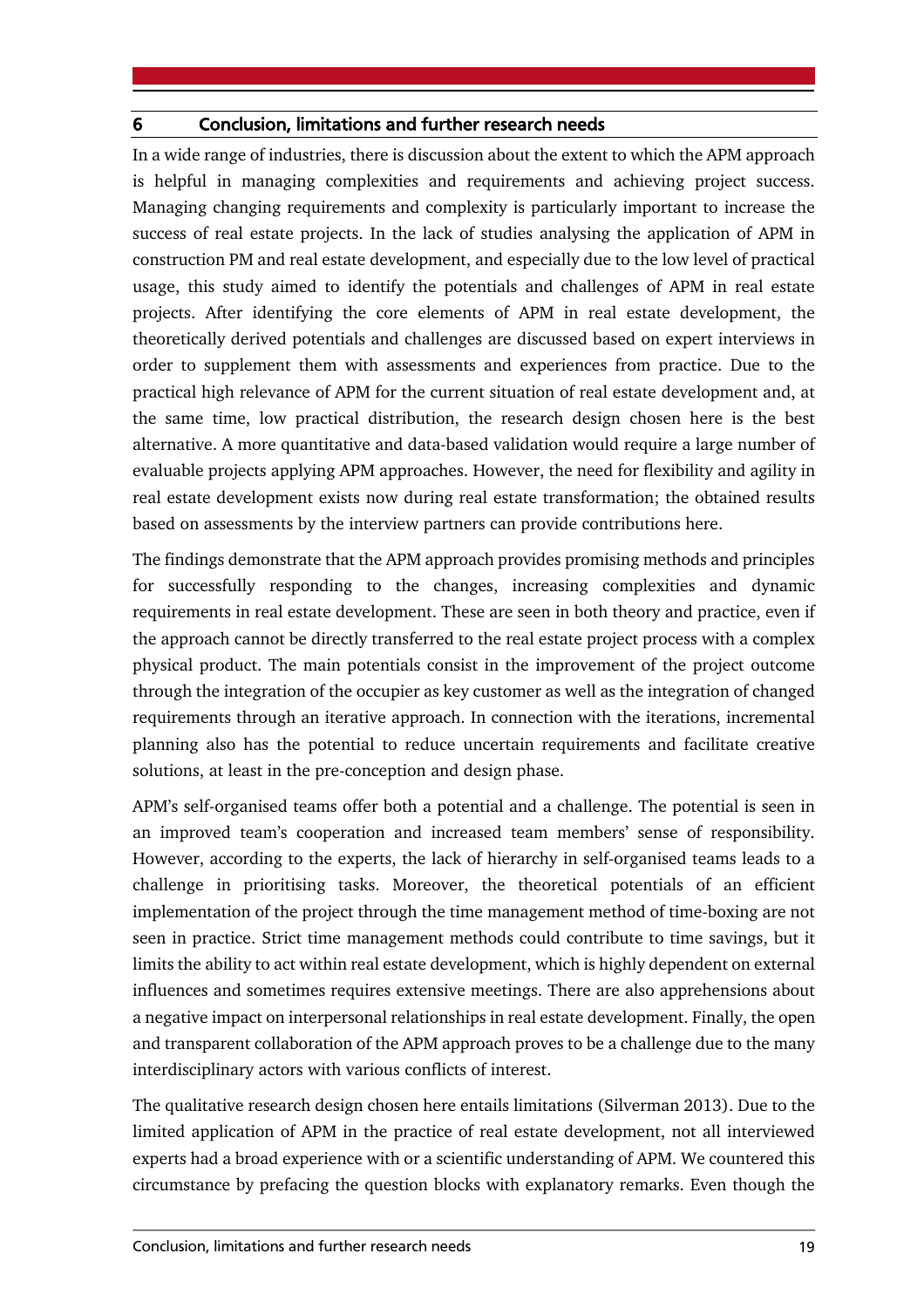## 6 Conclusion, limitations and further research needs

In a wide range of industries, there is discussion about the extent to which the APM approach is helpful in managing complexities and requirements and achieving project success. Managing changing requirements and complexity is particularly important to increase the success of real estate projects. In the lack of studies analysing the application of APM in construction PM and real estate development, and especially due to the low level of practical usage, this study aimed to identify the potentials and challenges of APM in real estate projects. After identifying the core elements of APM in real estate development, the theoretically derived potentials and challenges are discussed based on expert interviews in order to supplement them with assessments and experiences from practice. Due to the practical high relevance of APM for the current situation of real estate development and, at the same time, low practical distribution, the research design chosen here is the best alternative. A more quantitative and data-based validation would require a large number of evaluable projects applying APM approaches. However, the need for flexibility and agility in real estate development exists now during real estate transformation; the obtained results based on assessments by the interview partners can provide contributions here.

The findings demonstrate that the APM approach provides promising methods and principles for successfully responding to the changes, increasing complexities and dynamic requirements in real estate development. These are seen in both theory and practice, even if the approach cannot be directly transferred to the real estate project process with a complex physical product. The main potentials consist in the improvement of the project outcome through the integration of the occupier as key customer as well as the integration of changed requirements through an iterative approach. In connection with the iterations, incremental planning also has the potential to reduce uncertain requirements and facilitate creative solutions, at least in the pre-conception and design phase.

APM's self-organised teams offer both a potential and a challenge. The potential is seen in an improved team's cooperation and increased team members' sense of responsibility. However, according to the experts, the lack of hierarchy in self-organised teams leads to a challenge in prioritising tasks. Moreover, the theoretical potentials of an efficient implementation of the project through the time management method of time-boxing are not seen in practice. Strict time management methods could contribute to time savings, but it limits the ability to act within real estate development, which is highly dependent on external influences and sometimes requires extensive meetings. There are also apprehensions about a negative impact on interpersonal relationships in real estate development. Finally, the open and transparent collaboration of the APM approach proves to be a challenge due to the many interdisciplinary actors with various conflicts of interest.

The qualitative research design chosen here entails limitations (Silverman 2013). Due to the limited application of APM in the practice of real estate development, not all interviewed experts had a broad experience with or a scientific understanding of APM. We countered this circumstance by prefacing the question blocks with explanatory remarks. Even though the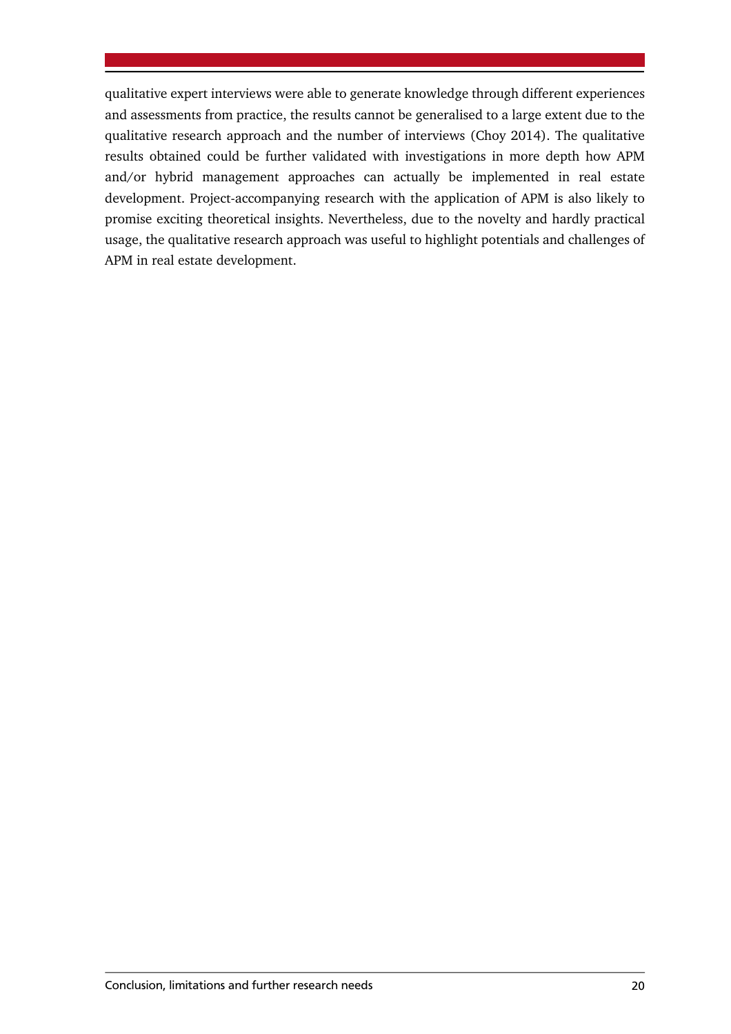qualitative expert interviews were able to generate knowledge through different experiences and assessments from practice, the results cannot be generalised to a large extent due to the qualitative research approach and the number of interviews (Choy 2014). The qualitative results obtained could be further validated with investigations in more depth how APM and/or hybrid management approaches can actually be implemented in real estate development. Project-accompanying research with the application of APM is also likely to promise exciting theoretical insights. Nevertheless, due to the novelty and hardly practical usage, the qualitative research approach was useful to highlight potentials and challenges of APM in real estate development.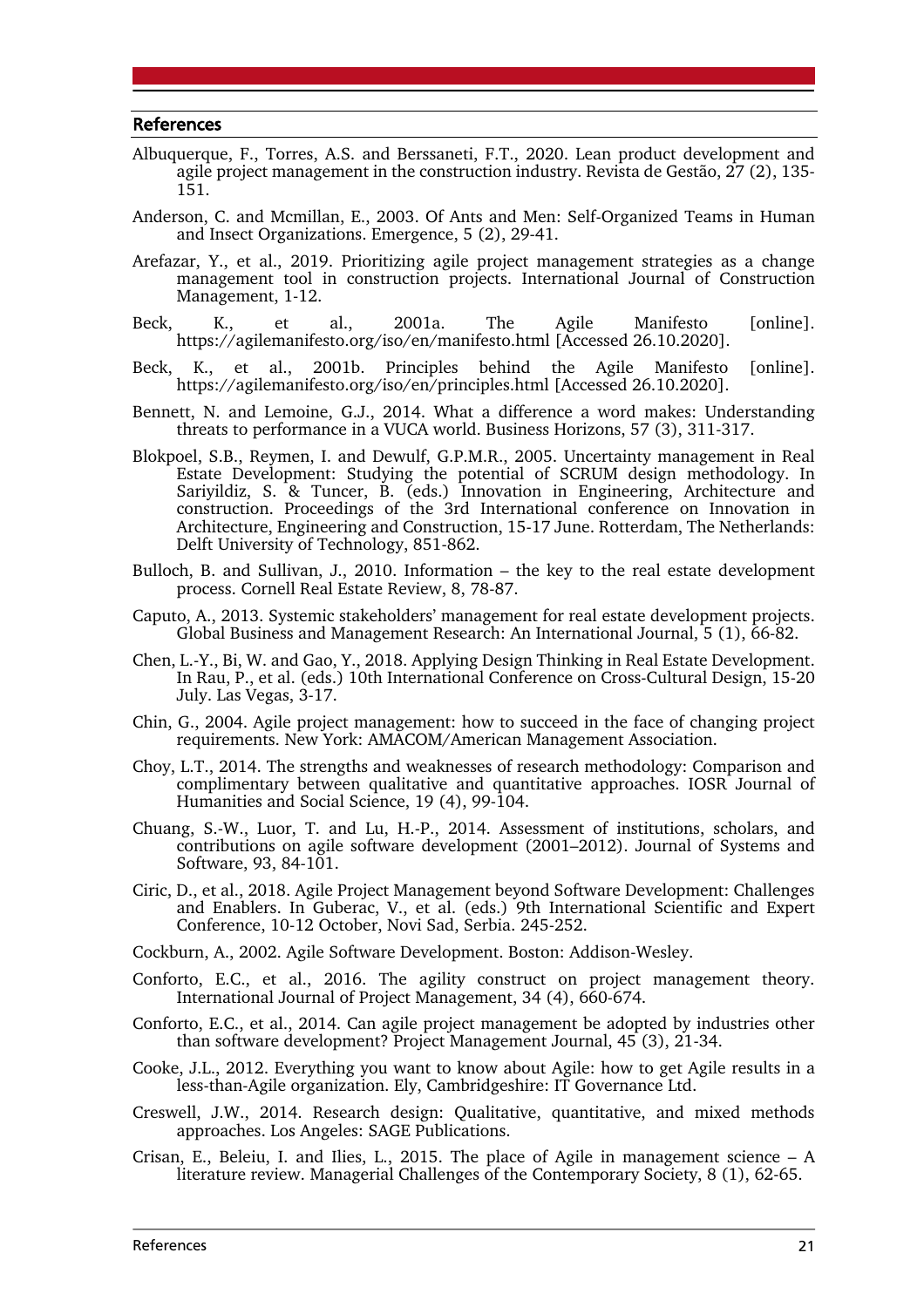## References

Albuquerque, F., Torres, A.S. and Berssaneti, F.T., 2020. Lean product development and agile project management in the construction industry. Revista de Gestão, 27 (2), 135-151.

Anderson, C. and Mcmillan, E., 2003. Of Ants and Men: Self-Organized Teams in Human and Insect Organizations. Emergence, 5 (2), 29-41.

Arefazar, Y., et al., 2019. Prioritizing agile project management strategies as a change management tool in construction projects. International Journal of Construction Management, 1-12.

Beck, K., et al., 2001a. The Agile Manifesto [online]. https://agilemanifesto.org/iso/en/manifesto.html [Accessed 26.10.2020].

Beck, K., et al., 2001b. Principles behind the Agile Manifesto [online]. https://agilemanifesto.org/iso/en/principles.html [Accessed 26.10.2020].

Bennett, N. and Lemoine, G.J., 2014. What a difference a word makes: Understanding threats to performance in a VUCA world. Business Horizons, 57 (3), 311-317.

Blokpoel, S.B., Reymen, I. and Dewulf, G.P.M.R., 2005. Uncertainty management in Real Estate Development: Studying the potential of SCRUM design methodology. In Sariyildiz, S. & Tuncer, B. (eds.) Innovation in Engineering, Architecture and construction. Proceedings of the 3rd International conference on Innovation in Architecture, Engineering and Construction, 15-17 June. Rotterdam, The Netherlands: Delft University of Technology, 851-862.

Bulloch, B. and Sullivan, J., 2010. Information – the key to the real estate development process. Cornell Real Estate Review, 8, 78-87.

Caputo, A., 2013. Systemic stakeholders' management for real estate development projects. Global Business and Management Research: An International Journal, 5 (1), 66-82.

Chen, L.-Y., Bi, W. and Gao, Y., 2018. Applying Design Thinking in Real Estate Development. In Rau, P., et al. (eds.) 10th International Conference on Cross-Cultural Design, 15-20 July. Las Vegas, 3-17.

Chin, G., 2004. Agile project management: how to succeed in the face of changing project requirements. New York: AMACOM/American Management Association.

Choy, L.T., 2014. The strengths and weaknesses of research methodology: Comparison and complimentary between qualitative and quantitative approaches. IOSR Journal of Humanities and Social Science, 19 (4), 99-104.

Chuang, S.-W., Luor, T. and Lu, H.-P., 2014. Assessment of institutions, scholars, and contributions on agile software development (2001–2012). Journal of Systems and Software, 93, 84-101.

Ciric, D., et al., 2018. Agile Project Management beyond Software Development: Challenges and Enablers. In Guberac, V., et al. (eds.) 9th International Scientific and Expert Conference, 10-12 October, Novi Sad, Serbia. 245-252.

Cockburn, A., 2002. Agile Software Development. Boston: Addison-Wesley.

Conforto, E.C., et al., 2016. The agility construct on project management theory. International Journal of Project Management, 34 (4), 660-674.

Conforto, E.C., et al., 2014. Can agile project management be adopted by industries other than software development? Project Management Journal, 45 (3), 21-34.

Cooke, J.L., 2012. Everything you want to know about Agile: how to get Agile results in a less-than-Agile organization. Ely, Cambridgeshire: IT Governance Ltd.

Creswell, J.W., 2014. Research design: Qualitative, quantitative, and mixed methods approaches. Los Angeles: SAGE Publications.

Crisan, E., Beleiu, I. and Ilies, L., 2015. The place of Agile in management science – A literature review. Managerial Challenges of the Contemporary Society, 8 (1), 62-65.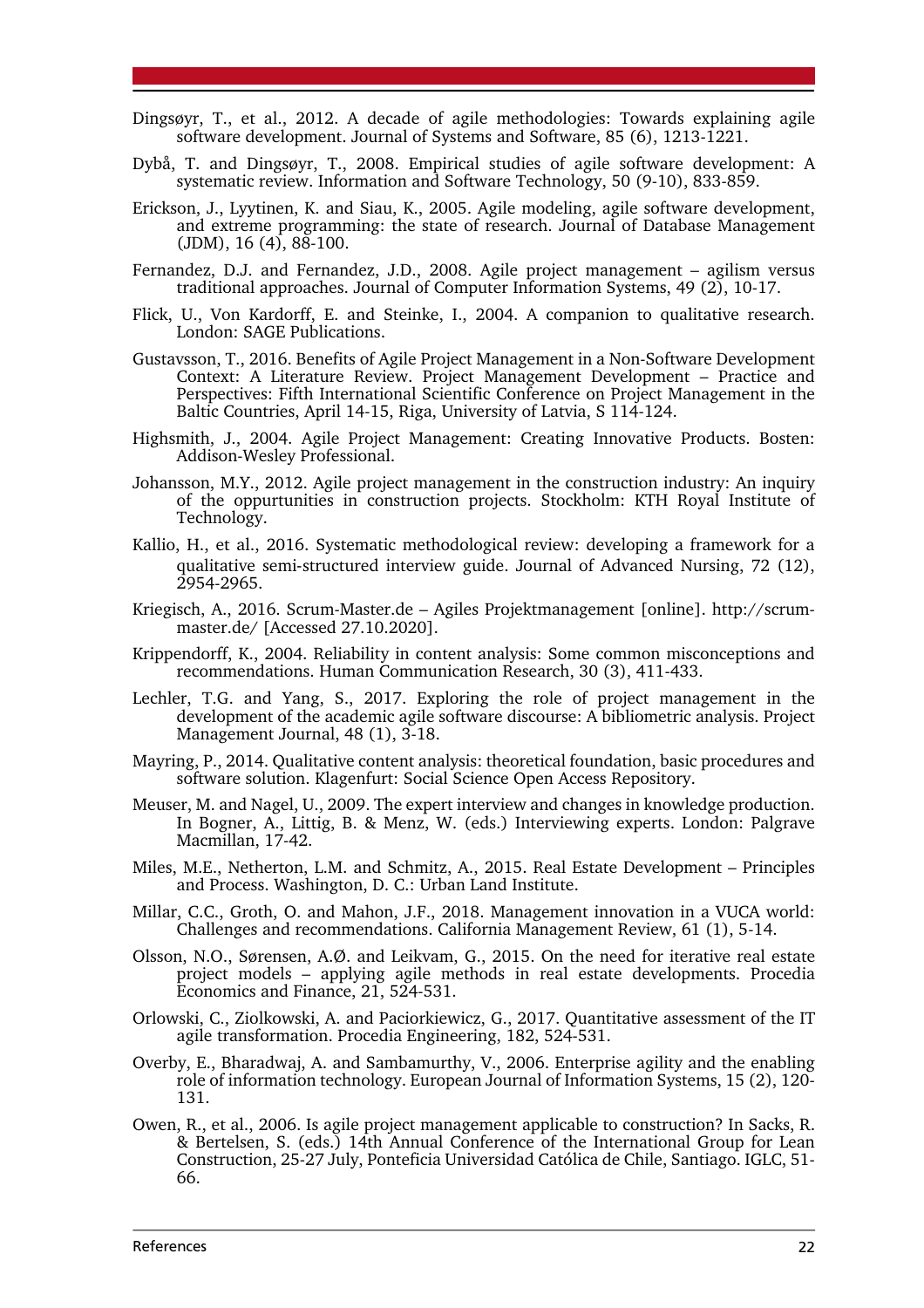Dingsøyr, T., et al., 2012. A decade of agile methodologies: Towards explaining agile software development. Journal of Systems and Software, 85 (6), 1213-1221.

Dybå, T. and Dingsøyr, T., 2008. Empirical studies of agile software development: A systematic review. Information and Software Technology, 50 (9-10), 833-859.

Erickson, J., Lyytinen, K. and Siau, K., 2005. Agile modeling, agile software development, and extreme programming: the state of research. Journal of Database Management (JDM), 16 (4), 88-100.

Fernandez, D.J. and Fernandez, J.D., 2008. Agile project management – agilism versus traditional approaches. Journal of Computer Information Systems, 49 (2), 10-17.

Flick, U., Von Kardorff, E. and Steinke, I., 2004. A companion to qualitative research. London: SAGE Publications.

Gustavsson, T., 2016. Benefits of Agile Project Management in a Non-Software Development Context: A Literature Review. Project Management Development – Practice and Perspectives: Fifth International Scientific Conference on Project Management in the Baltic Countries, April 14-15, Riga, University of Latvia, S 114-124.

Highsmith, J., 2004. Agile Project Management: Creating Innovative Products. Bosten: Addison-Wesley Professional.

Johansson, M.Y., 2012. Agile project management in the construction industry: An inquiry of the oppurtunities in construction projects. Stockholm: KTH Royal Institute of Technology.

Kallio, H., et al., 2016. Systematic methodological review: developing a framework for a qualitative semi-structured interview guide. Journal of Advanced Nursing, 72 (12), 2954-2965.

Kriegisch, A., 2016. Scrum-Master.de – Agiles Projektmanagement [online]. http://scrum-master.de/ [Accessed 27.10.2020].

Krippendorff, K., 2004. Reliability in content analysis: Some common misconceptions and recommendations. Human Communication Research, 30 (3), 411-433.

Lechler, T.G. and Yang, S., 2017. Exploring the role of project management in the development of the academic agile software discourse: A bibliometric analysis. Project Management Journal, 48 (1), 3-18.

Mayring, P., 2014. Qualitative content analysis: theoretical foundation, basic procedures and software solution. Klagenfurt: Social Science Open Access Repository.

Meuser, M. and Nagel, U., 2009. The expert interview and changes in knowledge production. In Bogner, A., Littig, B. & Menz, W. (eds.) Interviewing experts. London: Palgrave Macmillan, 17-42.

Miles, M.E., Netherton, L.M. and Schmitz, A., 2015. Real Estate Development – Principles and Process. Washington, D. C.: Urban Land Institute.

Millar, C.C., Groth, O. and Mahon, J.F., 2018. Management innovation in a VUCA world: Challenges and recommendations. California Management Review, 61 (1), 5-14.

Olsson, N.O., Sørensen, A.Ø. and Leikvam, G., 2015. On the need for iterative real estate project models – applying agile methods in real estate developments. Procedia Economics and Finance, 21, 524-531.

Orlowski, C., Ziolkowski, A. and Paciorkiewicz, G., 2017. Quantitative assessment of the IT agile transformation. Procedia Engineering, 182, 524-531.

Overby, E., Bharadwaj, A. and Sambamurthy, V., 2006. Enterprise agility and the enabling role of information technology. European Journal of Information Systems, 15 (2), 120-131.

Owen, R., et al., 2006. Is agile project management applicable to construction? In Sacks, R. & Bertelsen, S. (eds.) 14th Annual Conference of the International Group for Lean Construction, 25-27 July, Ponteficia Universidad Católica de Chile, Santiago. IGLC, 51-66.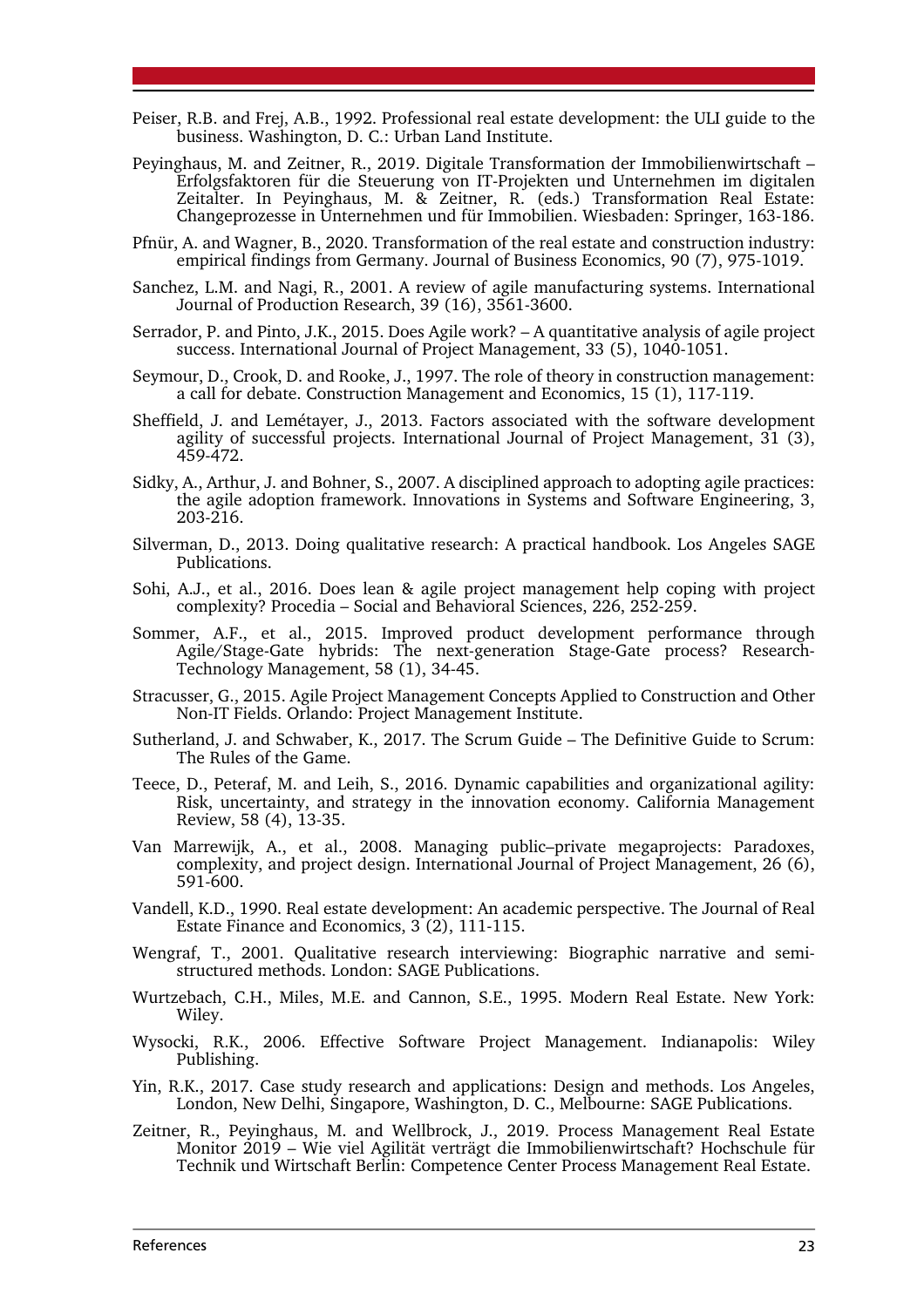Peiser, R.B. and Frej, A.B., 1992. Professional real estate development: the ULI guide to the business. Washington, D. C.: Urban Land Institute.

Peyinghaus, M. and Zeitner, R., 2019. Digitale Transformation der Immobilienwirtschaft – Erfolgsfaktoren für die Steuerung von IT-Projekten und Unternehmen im digitalen Zeitalter. In Peyinghaus, M. & Zeitner, R. (eds.) Transformation Real Estate: Changeprozesse in Unternehmen und für Immobilien. Wiesbaden: Springer, 163-186.

Pfnür, A. and Wagner, B., 2020. Transformation of the real estate and construction industry: empirical findings from Germany. Journal of Business Economics, 90 (7), 975-1019.

Sanchez, L.M. and Nagi, R., 2001. A review of agile manufacturing systems. International Journal of Production Research, 39 (16), 3561-3600.

Serrador, P. and Pinto, J.K., 2015. Does Agile work? – A quantitative analysis of agile project success. International Journal of Project Management, 33 (5), 1040-1051.

Seymour, D., Crook, D. and Rooke, J., 1997. The role of theory in construction management: a call for debate. Construction Management and Economics, 15 (1), 117-119.

Sheffield, J. and Lemétayer, J., 2013. Factors associated with the software development agility of successful projects. International Journal of Project Management, 31 (3), 459-472.

Sidky, A., Arthur, J. and Bohner, S., 2007. A disciplined approach to adopting agile practices: the agile adoption framework. Innovations in Systems and Software Engineering, 3, 203-216.

Silverman, D., 2013. Doing qualitative research: A practical handbook. Los Angeles SAGE Publications.

Sohi, A.J., et al., 2016. Does lean & agile project management help coping with project complexity? Procedia – Social and Behavioral Sciences, 226, 252-259.

Sommer, A.F., et al., 2015. Improved product development performance through Agile/Stage-Gate hybrids: The next-generation Stage-Gate process? Research-Technology Management, 58 (1), 34-45.

Stracusser, G., 2015. Agile Project Management Concepts Applied to Construction and Other Non-IT Fields. Orlando: Project Management Institute.

Sutherland, J. and Schwaber, K., 2017. The Scrum Guide – The Definitive Guide to Scrum: The Rules of the Game.

Teece, D., Peteraf, M. and Leih, S., 2016. Dynamic capabilities and organizational agility: Risk, uncertainty, and strategy in the innovation economy. California Management Review, 58 (4), 13-35.

Van Marrewijk, A., et al., 2008. Managing public–private megaprojects: Paradoxes, complexity, and project design. International Journal of Project Management, 26 (6), 591-600.

Vandell, K.D., 1990. Real estate development: An academic perspective. The Journal of Real Estate Finance and Economics, 3 (2), 111-115.

Wengraf, T., 2001. Qualitative research interviewing: Biographic narrative and semi-structured methods. London: SAGE Publications.

Wurtzebach, C.H., Miles, M.E. and Cannon, S.E., 1995. Modern Real Estate. New York: Wiley.

Wysocki, R.K., 2006. Effective Software Project Management. Indianapolis: Wiley Publishing.

Yin, R.K., 2017. Case study research and applications: Design and methods. Los Angeles, London, New Delhi, Singapore, Washington, D. C., Melbourne: SAGE Publications.

Zeitner, R., Peyinghaus, M. and Wellbrock, J., 2019. Process Management Real Estate Monitor 2019 – Wie viel Agilität verträgt die Immobilienwirtschaft? Hochschule für Technik und Wirtschaft Berlin: Competence Center Process Management Real Estate.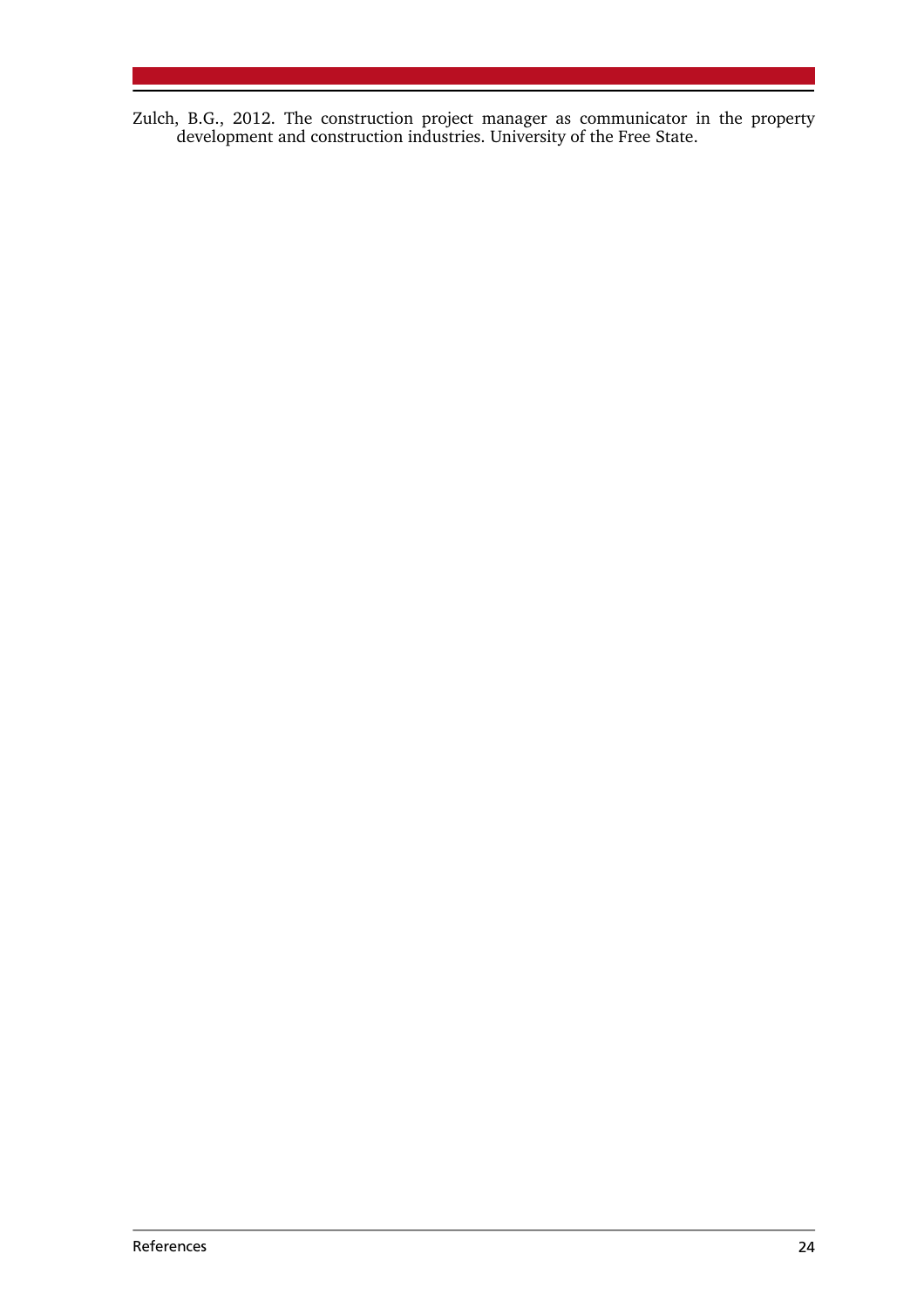Zulch, B.G., 2012. The construction project manager as communicator in the property development and construction industries. University of the Free State.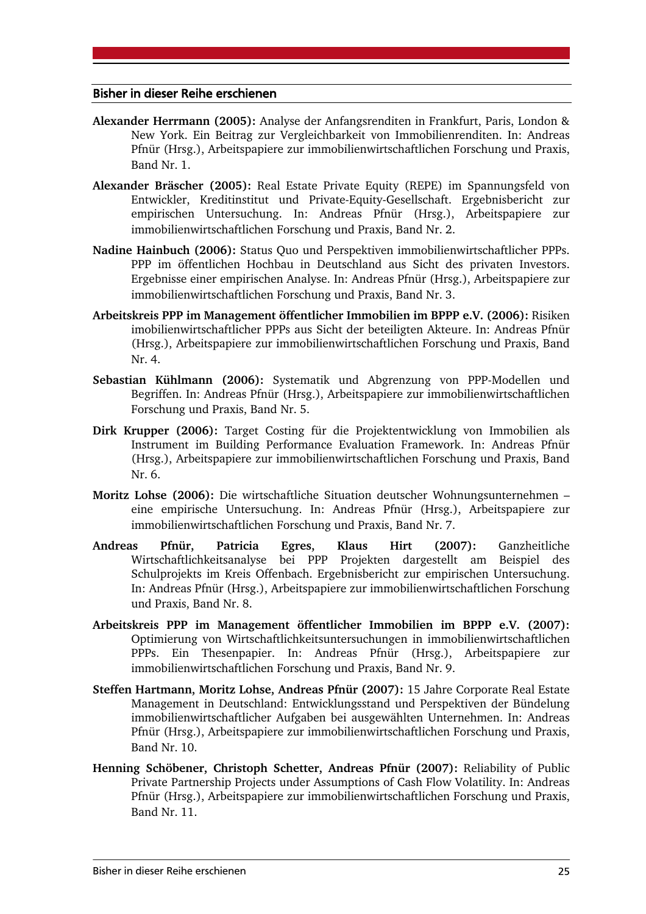## Bisher in dieser Reihe erschienen

**Alexander Herrmann (2005):** Analyse der Anfangsrenditen in Frankfurt, Paris, London & New York. Ein Beitrag zur Vergleichbarkeit von Immobilienrenditen. In: Andreas Pfnür (Hrsg.), Arbeitspapiere zur immobilienwirtschaftlichen Forschung und Praxis, Band Nr. 1.

**Alexander Bräscher (2005):** Real Estate Private Equity (REPE) im Spannungsfeld von Entwickler, Kreditinstitut und Private-Equity-Gesellschaft. Ergebnisbericht zur empirischen Untersuchung. In: Andreas Pfnür (Hrsg.), Arbeitspapiere zur immobilienwirtschaftlichen Forschung und Praxis, Band Nr. 2.

**Nadine Hainbuch (2006):** Status Quo und Perspektiven immobilienwirtschaftlicher PPPs. PPP im öffentlichen Hochbau in Deutschland aus Sicht des privaten Investors. Ergebnisse einer empirischen Analyse. In: Andreas Pfnür (Hrsg.), Arbeitspapiere zur immobilienwirtschaftlichen Forschung und Praxis, Band Nr. 3.

**Arbeitskreis PPP im Management öffentlicher Immobilien im BPPP e.V. (2006):** Risiken imobilienwirtschaftlicher PPPs aus Sicht der beteiligten Akteure. In: Andreas Pfnür (Hrsg.), Arbeitspapiere zur immobilienwirtschaftlichen Forschung und Praxis, Band Nr. 4.

**Sebastian Kühlmann (2006):** Systematik und Abgrenzung von PPP-Modellen und Begriffen. In: Andreas Pfnür (Hrsg.), Arbeitspapiere zur immobilienwirtschaftlichen Forschung und Praxis, Band Nr. 5.

**Dirk Krupper (2006):** Target Costing für die Projektentwicklung von Immobilien als Instrument im Building Performance Evaluation Framework. In: Andreas Pfnür (Hrsg.), Arbeitspapiere zur immobilienwirtschaftlichen Forschung und Praxis, Band Nr. 6.

**Moritz Lohse (2006):** Die wirtschaftliche Situation deutscher Wohnungsunternehmen – eine empirische Untersuchung. In: Andreas Pfnür (Hrsg.), Arbeitspapiere zur immobilienwirtschaftlichen Forschung und Praxis, Band Nr. 7.

**Andreas Pfnür, Patricia Egres, Klaus Hirt (2007):** Ganzheitliche Wirtschaftlichkeitsanalyse bei PPP Projekten dargestellt am Beispiel des Schulprojekts im Kreis Offenbach. Ergebnisbericht zur empirischen Untersuchung. In: Andreas Pfnür (Hrsg.), Arbeitspapiere zur immobilienwirtschaftlichen Forschung und Praxis, Band Nr. 8.

**Arbeitskreis PPP im Management öffentlicher Immobilien im BPPP e.V. (2007):** Optimierung von Wirtschaftlichkeitsuntersuchungen in immobilienwirtschaftlichen PPPs. Ein Thesenpapier. In: Andreas Pfnür (Hrsg.), Arbeitspapiere zur immobilienwirtschaftlichen Forschung und Praxis, Band Nr. 9.

**Steffen Hartmann, Moritz Lohse, Andreas Pfnür (2007):** 15 Jahre Corporate Real Estate Management in Deutschland: Entwicklungsstand und Perspektiven der Bündelung immobilienwirtschaftlicher Aufgaben bei ausgewählten Unternehmen. In: Andreas Pfnür (Hrsg.), Arbeitspapiere zur immobilienwirtschaftlichen Forschung und Praxis, Band Nr. 10.

**Henning Schöbener, Christoph Schetter, Andreas Pfnür (2007):** Reliability of Public Private Partnership Projects under Assumptions of Cash Flow Volatility. In: Andreas Pfnür (Hrsg.), Arbeitspapiere zur immobilienwirtschaftlichen Forschung und Praxis, Band Nr. 11.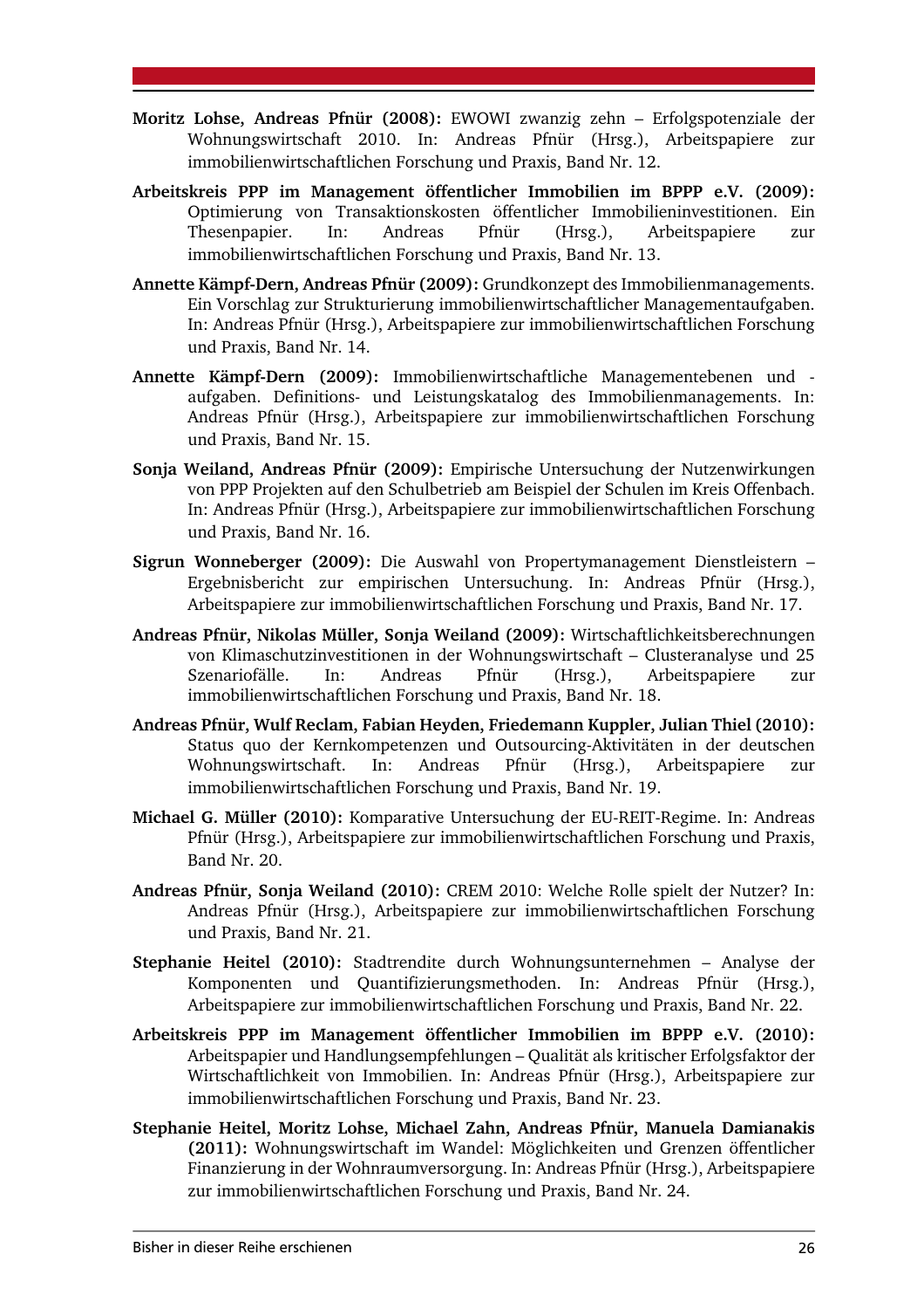**Moritz Lohse, Andreas Pfnür (2008):** EWOWI zwanzig zehn – Erfolgspotenziale der Wohnungswirtschaft 2010. In: Andreas Pfnür (Hrsg.), Arbeitspapiere zur immobilienwirtschaftlichen Forschung und Praxis, Band Nr. 12.

**Arbeitskreis PPP im Management öffentlicher Immobilien im BPPP e.V. (2009):** Optimierung von Transaktionskosten öffentlicher Immobilieninvestitionen. Ein Thesenpapier. In: Andreas Pfnür (Hrsg.), Arbeitspapiere zur immobilienwirtschaftlichen Forschung und Praxis, Band Nr. 13.

**Annette Kämpf-Dern, Andreas Pfnür (2009):** Grundkonzept des Immobilienmanagements. Ein Vorschlag zur Strukturierung immobilienwirtschaftlicher Managementaufgaben. In: Andreas Pfnür (Hrsg.), Arbeitspapiere zur immobilienwirtschaftlichen Forschung und Praxis, Band Nr. 14.

**Annette Kämpf-Dern (2009):** Immobilienwirtschaftliche Managementebenen und -aufgaben. Definitions- und Leistungskatalog des Immobilienmanagements. In: Andreas Pfnür (Hrsg.), Arbeitspapiere zur immobilienwirtschaftlichen Forschung und Praxis, Band Nr. 15.

**Sonja Weiland, Andreas Pfnür (2009):** Empirische Untersuchung der Nutzenwirkungen von PPP Projekten auf den Schulbetrieb am Beispiel der Schulen im Kreis Offenbach. In: Andreas Pfnür (Hrsg.), Arbeitspapiere zur immobilienwirtschaftlichen Forschung und Praxis, Band Nr. 16.

**Sigrun Wonneberger (2009):** Die Auswahl von Propertymanagement Dienstleistern – Ergebnisbericht zur empirischen Untersuchung. In: Andreas Pfnür (Hrsg.), Arbeitspapiere zur immobilienwirtschaftlichen Forschung und Praxis, Band Nr. 17.

**Andreas Pfnür, Nikolas Müller, Sonja Weiland (2009):** Wirtschaftlichkeitsberechnungen von Klimaschutzinvestitionen in der Wohnungswirtschaft – Clusteranalyse und 25 Szenariofälle. In: Andreas Pfnür (Hrsg.), Arbeitspapiere zur immobilienwirtschaftlichen Forschung und Praxis, Band Nr. 18.

**Andreas Pfnür, Wulf Reclam, Fabian Heyden, Friedemann Kuppler, Julian Thiel (2010):** Status quo der Kernkompetenzen und Outsourcing-Aktivitäten in der deutschen Wohnungswirtschaft. In: Andreas Pfnür (Hrsg.), Arbeitspapiere zur immobilienwirtschaftlichen Forschung und Praxis, Band Nr. 19.

**Michael G. Müller (2010):** Komparative Untersuchung der EU-REIT-Regime. In: Andreas Pfnür (Hrsg.), Arbeitspapiere zur immobilienwirtschaftlichen Forschung und Praxis, Band Nr. 20.

**Andreas Pfnür, Sonja Weiland (2010):** CREM 2010: Welche Rolle spielt der Nutzer? In: Andreas Pfnür (Hrsg.), Arbeitspapiere zur immobilienwirtschaftlichen Forschung und Praxis, Band Nr. 21.

**Stephanie Heitel (2010):** Stadtrendite durch Wohnungsunternehmen – Analyse der Komponenten und Quantifizierungsmethoden. In: Andreas Pfnür (Hrsg.), Arbeitspapiere zur immobilienwirtschaftlichen Forschung und Praxis, Band Nr. 22.

**Arbeitskreis PPP im Management öffentlicher Immobilien im BPPP e.V. (2010):** Arbeitspapier und Handlungsempfehlungen – Qualität als kritischer Erfolgsfaktor der Wirtschaftlichkeit von Immobilien. In: Andreas Pfnür (Hrsg.), Arbeitspapiere zur immobilienwirtschaftlichen Forschung und Praxis, Band Nr. 23.

**Stephanie Heitel, Moritz Lohse, Michael Zahn, Andreas Pfnür, Manuela Damianakis (2011):** Wohnungswirtschaft im Wandel: Möglichkeiten und Grenzen öffentlicher Finanzierung in der Wohnraumversorgung. In: Andreas Pfnür (Hrsg.), Arbeitspapiere zur immobilienwirtschaftlichen Forschung und Praxis, Band Nr. 24.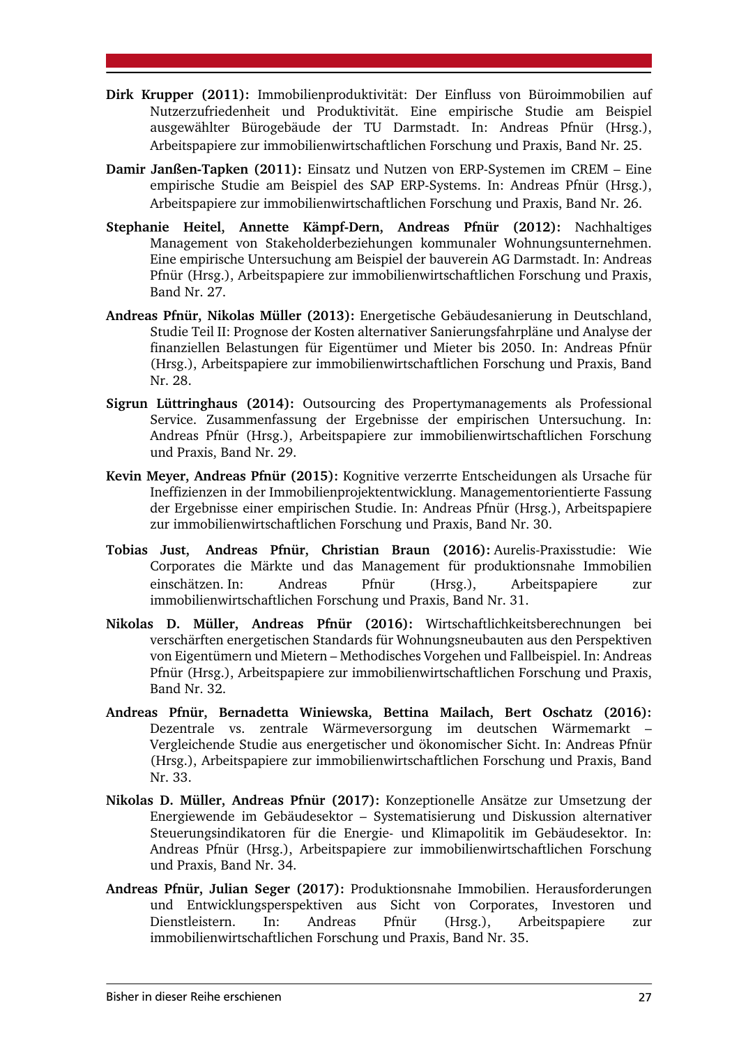**Dirk Krupper (2011):** Immobilienproduktivität: Der Einfluss von Büroimmobilien auf Nutzerzufriedenheit und Produktivität. Eine empirische Studie am Beispiel ausgewählter Bürogebäude der TU Darmstadt. In: Andreas Pfnür (Hrsg.), Arbeitspapiere zur immobilienwirtschaftlichen Forschung und Praxis, Band Nr. 25.

**Damir Janßen-Tapken (2011):** Einsatz und Nutzen von ERP-Systemen im CREM – Eine empirische Studie am Beispiel des SAP ERP-Systems. In: Andreas Pfnür (Hrsg.), Arbeitspapiere zur immobilienwirtschaftlichen Forschung und Praxis, Band Nr. 26.

**Stephanie Heitel, Annette Kämpf-Dern, Andreas Pfnür (2012):** Nachhaltiges Management von Stakeholderbeziehungen kommunaler Wohnungsunternehmen. Eine empirische Untersuchung am Beispiel der bauverein AG Darmstadt. In: Andreas Pfnür (Hrsg.), Arbeitspapiere zur immobilienwirtschaftlichen Forschung und Praxis, Band Nr. 27.

**Andreas Pfnür, Nikolas Müller (2013):** Energetische Gebäudesanierung in Deutschland, Studie Teil II: Prognose der Kosten alternativer Sanierungsfahrpläne und Analyse der finanziellen Belastungen für Eigentümer und Mieter bis 2050. In: Andreas Pfnür (Hrsg.), Arbeitspapiere zur immobilienwirtschaftlichen Forschung und Praxis, Band Nr. 28.

**Sigrun Lüttringhaus (2014):** Outsourcing des Propertymanagements als Professional Service. Zusammenfassung der Ergebnisse der empirischen Untersuchung. In: Andreas Pfnür (Hrsg.), Arbeitspapiere zur immobilienwirtschaftlichen Forschung und Praxis, Band Nr. 29.

**Kevin Meyer, Andreas Pfnür (2015):** Kognitive verzerrte Entscheidungen als Ursache für Ineffizienzen in der Immobilienprojektentwicklung. Managementorientierte Fassung der Ergebnisse einer empirischen Studie. In: Andreas Pfnür (Hrsg.), Arbeitspapiere zur immobilienwirtschaftlichen Forschung und Praxis, Band Nr. 30.

**Tobias Just, Andreas Pfnür, Christian Braun (2016):** Aurelis-Praxisstudie: Wie Corporates die Märkte und das Management für produktionsnahe Immobilien einschätzen. In: Andreas Pfnür (Hrsg.), Arbeitspapiere zur immobilienwirtschaftlichen Forschung und Praxis, Band Nr. 31.

**Nikolas D. Müller, Andreas Pfnür (2016):** Wirtschaftlichkeitsberechnungen bei verschärften energetischen Standards für Wohnungsneubauten aus den Perspektiven von Eigentümern und Mietern – Methodisches Vorgehen und Fallbeispiel. In: Andreas Pfnür (Hrsg.), Arbeitspapiere zur immobilienwirtschaftlichen Forschung und Praxis, Band Nr. 32.

**Andreas Pfnür, Bernadetta Winiewska, Bettina Mailach, Bert Oschatz (2016):** Dezentrale vs. zentrale Wärmeversorgung im deutschen Wärmemarkt – Vergleichende Studie aus energetischer und ökonomischer Sicht. In: Andreas Pfnür (Hrsg.), Arbeitspapiere zur immobilienwirtschaftlichen Forschung und Praxis, Band Nr. 33.

**Nikolas D. Müller, Andreas Pfnür (2017):** Konzeptionelle Ansätze zur Umsetzung der Energiewende im Gebäudesektor – Systematisierung und Diskussion alternativer Steuerungsindikatoren für die Energie- und Klimapolitik im Gebäudesektor. In: Andreas Pfnür (Hrsg.), Arbeitspapiere zur immobilienwirtschaftlichen Forschung und Praxis, Band Nr. 34.

**Andreas Pfnür, Julian Seger (2017):** Produktionsnahe Immobilien. Herausforderungen und Entwicklungsperspektiven aus Sicht von Corporates, Investoren und Dienstleistern. In: Andreas Pfnür (Hrsg.), Arbeitspapiere zur immobilienwirtschaftlichen Forschung und Praxis, Band Nr. 35.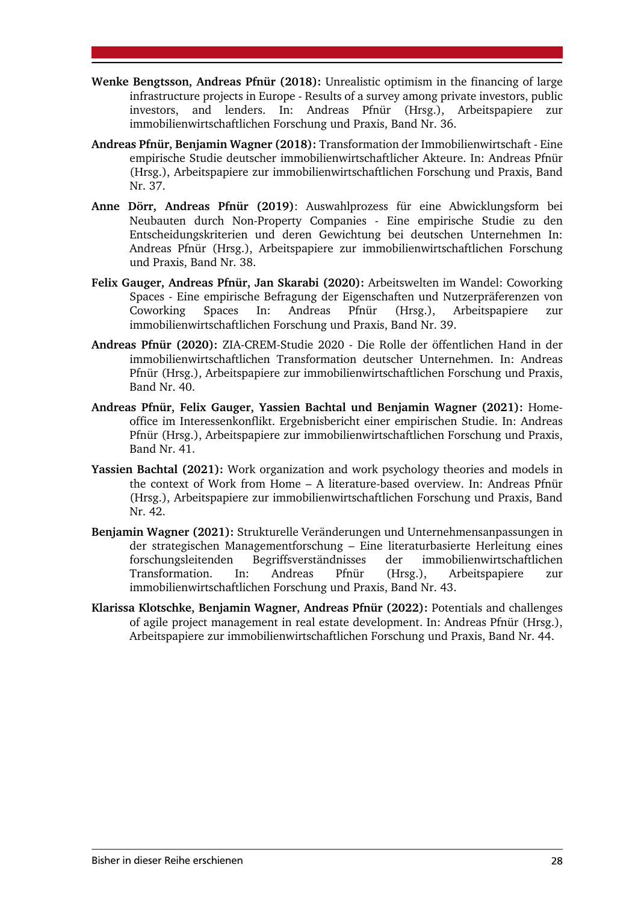**Wenke Bengtsson, Andreas Pfnür (2018):** Unrealistic optimism in the financing of large infrastructure projects in Europe - Results of a survey among private investors, public investors, and lenders. In: Andreas Pfnür (Hrsg.), Arbeitspapiere zur immobilienwirtschaftlichen Forschung und Praxis, Band Nr. 36.

**Andreas Pfnür, Benjamin Wagner (2018):** Transformation der Immobilienwirtschaft - Eine empirische Studie deutscher immobilienwirtschaftlicher Akteure. In: Andreas Pfnür (Hrsg.), Arbeitspapiere zur immobilienwirtschaftlichen Forschung und Praxis, Band Nr. 37.

**Anne Dörr, Andreas Pfnür (2019)**: Auswahlprozess für eine Abwicklungsform bei Neubauten durch Non-Property Companies - Eine empirische Studie zu den Entscheidungskriterien und deren Gewichtung bei deutschen Unternehmen In: Andreas Pfnür (Hrsg.), Arbeitspapiere zur immobilienwirtschaftlichen Forschung und Praxis, Band Nr. 38.

**Felix Gauger, Andreas Pfnür, Jan Skarabi (2020):** Arbeitswelten im Wandel: Coworking Spaces - Eine empirische Befragung der Eigenschaften und Nutzerpräferenzen von Coworking Spaces In: Andreas Pfnür (Hrsg.), Arbeitspapiere zur immobilienwirtschaftlichen Forschung und Praxis, Band Nr. 39.

**Andreas Pfnür (2020):** ZIA-CREM-Studie 2020 - Die Rolle der öffentlichen Hand in der immobilienwirtschaftlichen Transformation deutscher Unternehmen. In: Andreas Pfnür (Hrsg.), Arbeitspapiere zur immobilienwirtschaftlichen Forschung und Praxis, Band Nr. 40.

**Andreas Pfnür, Felix Gauger, Yassien Bachtal und Benjamin Wagner (2021):** Homeoffice im Interessenkonflikt. Ergebnisbericht einer empirischen Studie. In: Andreas Pfnür (Hrsg.), Arbeitspapiere zur immobilienwirtschaftlichen Forschung und Praxis, Band Nr. 41.

**Yassien Bachtal (2021):** Work organization and work psychology theories and models in the context of Work from Home – A literature-based overview. In: Andreas Pfnür (Hrsg.), Arbeitspapiere zur immobilienwirtschaftlichen Forschung und Praxis, Band Nr. 42.

**Benjamin Wagner (2021):** Strukturelle Veränderungen und Unternehmensanpassungen in der strategischen Managementforschung – Eine literaturbasierte Herleitung eines forschungsleitenden Begriffsverständnisses der immobilienwirtschaftlichen Transformation. In: Andreas Pfnür (Hrsg.), Arbeitspapiere zur immobilienwirtschaftlichen Forschung und Praxis, Band Nr. 43.

**Klarissa Klotschke, Benjamin Wagner, Andreas Pfnür (2022):** Potentials and challenges of agile project management in real estate development. In: Andreas Pfnür (Hrsg.), Arbeitspapiere zur immobilienwirtschaftlichen Forschung und Praxis, Band Nr. 44.